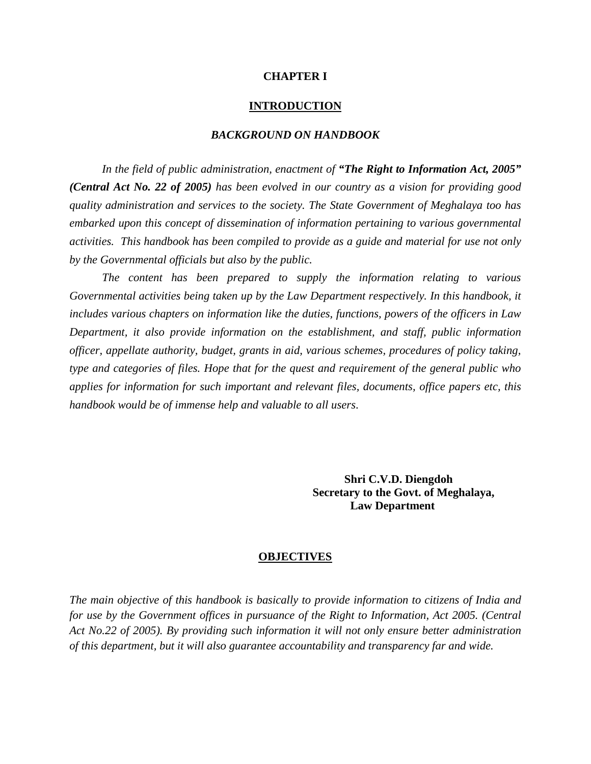# CHAPTER I

## INTRODUCTION

### *BACKGROUND ON HANDBOOK*

*In the field of public administration, enactment of* ***"The Right to Information Act, 2005" (Central Act No. 22 of 2005)*** *has been evolved in our country as a vision for providing good quality administration and services to the society. The State Government of Meghalaya too has embarked upon this concept of dissemination of information pertaining to various governmental activities. This handbook has been compiled to provide as a guide and material for use not only by the Governmental officials but also by the public.*

*The content has been prepared to supply the information relating to various Governmental activities being taken up by the Law Department respectively. In this handbook, it includes various chapters on information like the duties, functions, powers of the officers in Law Department, it also provide information on the establishment, and staff, public information officer, appellate authority, budget, grants in aid, various schemes, procedures of policy taking, type and categories of files. Hope that for the quest and requirement of the general public who applies for information for such important and relevant files, documents, office papers etc, this handbook would be of immense help and valuable to all users.*

**Shri C.V.D. Diengdoh**
**Secretary to the Govt. of Meghalaya,**
**Law Department**

## OBJECTIVES

*The main objective of this handbook is basically to provide information to citizens of India and for use by the Government offices in pursuance of the Right to Information, Act 2005. (Central Act No.22 of 2005). By providing such information it will not only ensure better administration of this department, but it will also guarantee accountability and transparency far and wide.*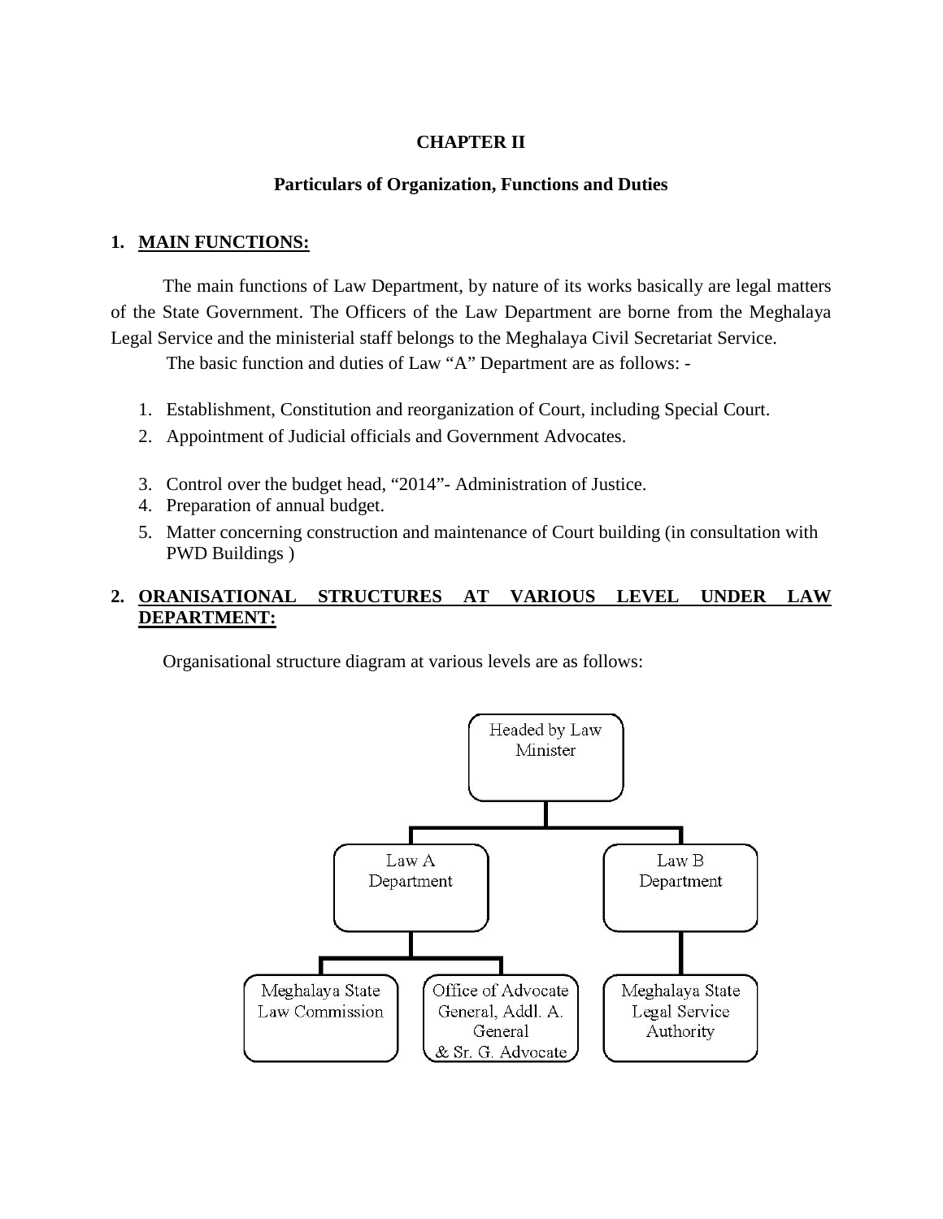# CHAPTER II

## Particulars of Organization, Functions and Duties

### 1. MAIN FUNCTIONS:

The main functions of Law Department, by nature of its works basically are legal matters of the State Government. The Officers of the Law Department are borne from the Meghalaya Legal Service and the ministerial staff belongs to the Meghalaya Civil Secretariat Service.

The basic function and duties of Law "A" Department are as follows: -

1. Establishment, Constitution and reorganization of Court, including Special Court.
2. Appointment of Judicial officials and Government Advocates.
3. Control over the budget head, "2014"- Administration of Justice.
4. Preparation of annual budget.
5. Matter concerning construction and maintenance of Court building (in consultation with PWD Buildings )

### 2. ORANISATIONAL STRUCTURES AT VARIOUS LEVEL UNDER LAW DEPARTMENT:

Organisational structure diagram at various levels are as follows:

- Headed by Law Minister
  - Law A Department
    - Meghalaya State Law Commission
    - Office of Advocate General, Addl. A. General & Sr. G. Advocate
  - Law B Department
    - Meghalaya State Legal Service Authority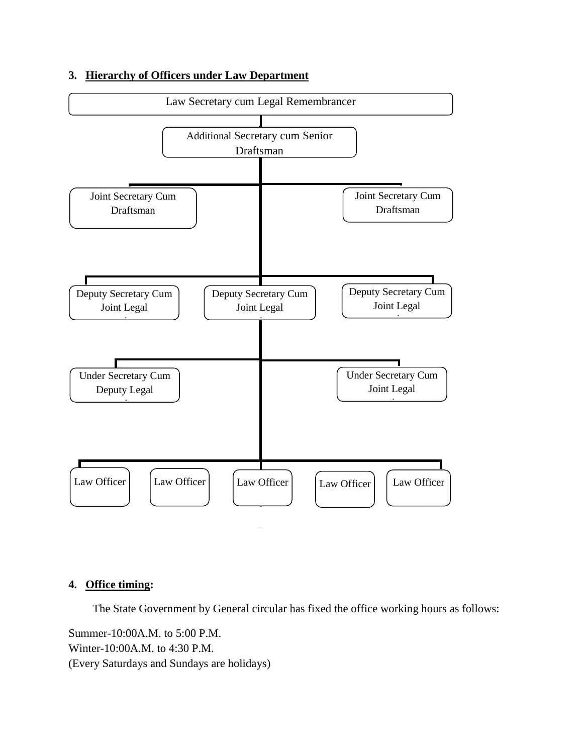### 3. Hierarchy of Officers under Law Department

- Law Secretary cum Legal Remembrancer
  - Additional Secretary cum Senior Draftsman
    - Joint Secretary Cum Draftsman
    - Joint Secretary Cum Draftsman
    - Deputy Secretary Cum Joint Legal
    - Deputy Secretary Cum Joint Legal
    - Deputy Secretary Cum Joint Legal
      - Under Secretary Cum Deputy Legal
      - Under Secretary Cum Joint Legal
        - Law Officer
        - Law Officer
        - Law Officer
        - Law Officer
        - Law Officer

### 4. Office timing:

The State Government by General circular has fixed the office working hours as follows:

Summer-10:00A.M. to 5:00 P.M.
Winter-10:00A.M. to 4:30 P.M.
(Every Saturdays and Sundays are holidays)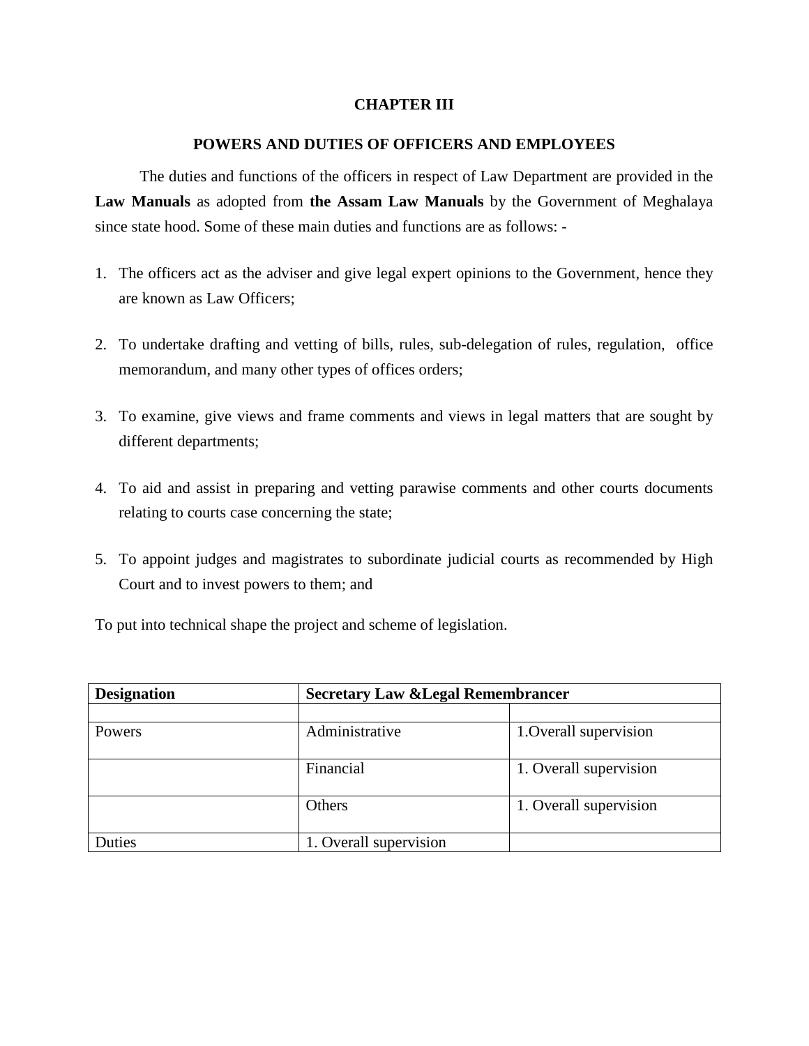# CHAPTER III

## POWERS AND DUTIES OF OFFICERS AND EMPLOYEES

The duties and functions of the officers in respect of Law Department are provided in the **Law Manuals** as adopted from **the Assam Law Manuals** by the Government of Meghalaya since state hood. Some of these main duties and functions are as follows: -

1. The officers act as the adviser and give legal expert opinions to the Government, hence they are known as Law Officers;

2. To undertake drafting and vetting of bills, rules, sub-delegation of rules, regulation, office memorandum, and many other types of offices orders;

3. To examine, give views and frame comments and views in legal matters that are sought by different departments;

4. To aid and assist in preparing and vetting parawise comments and other courts documents relating to courts case concerning the state;

5. To appoint judges and magistrates to subordinate judicial courts as recommended by High Court and to invest powers to them; and

To put into technical shape the project and scheme of legislation.

| **Designation** | **Secretary Law &Legal Remembrancer** | |
|---|---|---|
| | | |
| Powers | Administrative | 1.Overall supervision |
| | Financial | 1. Overall supervision |
| | Others | 1. Overall supervision |
| Duties | 1. Overall supervision | |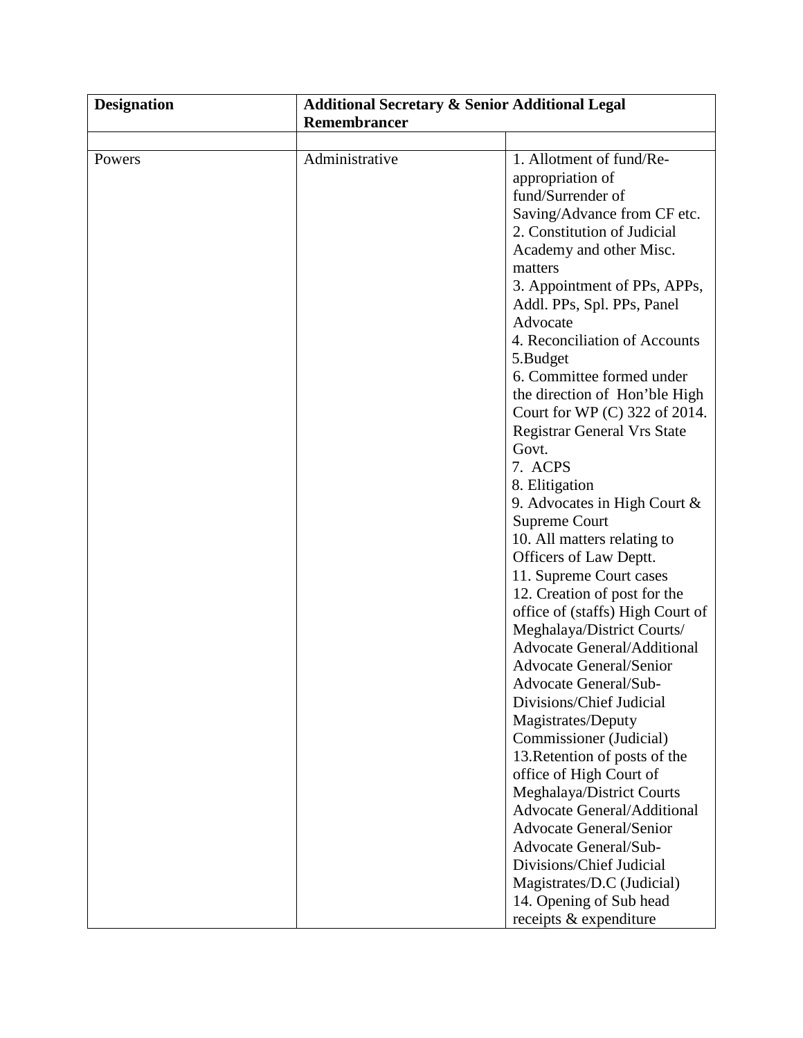| Designation | Additional Secretary & Senior Additional Legal Remembrancer | |
|---|---|---|
| | | |
| Powers | Administrative | 1. Allotment of fund/Re-appropriation of fund/Surrender of Saving/Advance from CF etc.<br>2. Constitution of Judicial Academy and other Misc. matters<br>3. Appointment of PPs, APPs, Addl. PPs, Spl. PPs, Panel Advocate<br>4. Reconciliation of Accounts<br>5.Budget<br>6. Committee formed under the direction of Hon'ble High Court for WP (C) 322 of 2014. Registrar General Vrs State Govt.<br>7. ACPS<br>8. Elitigation<br>9. Advocates in High Court & Supreme Court<br>10. All matters relating to Officers of Law Deptt.<br>11. Supreme Court cases<br>12. Creation of post for the office of (staffs) High Court of Meghalaya/District Courts/ Advocate General/Additional Advocate General/Senior Advocate General/Sub-Divisions/Chief Judicial Magistrates/Deputy Commissioner (Judicial)<br>13.Retention of posts of the office of High Court of Meghalaya/District Courts Advocate General/Additional Advocate General/Senior Advocate General/Sub-Divisions/Chief Judicial Magistrates/D.C (Judicial)<br>14. Opening of Sub head receipts & expenditure |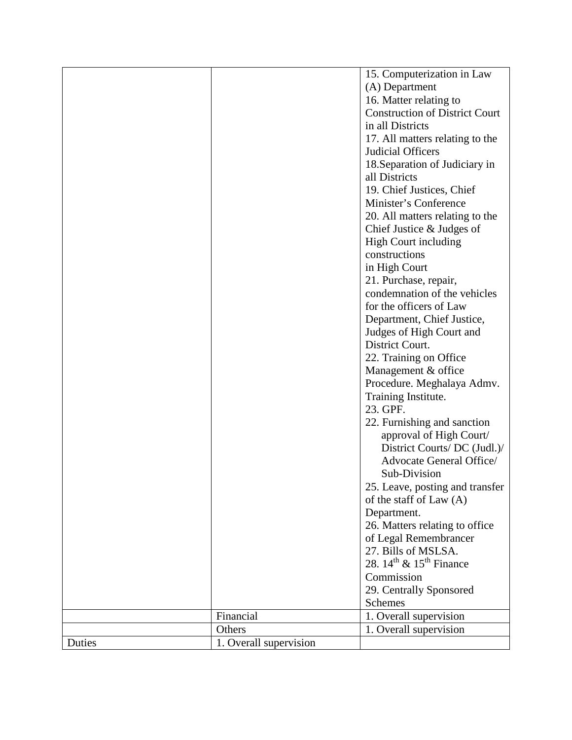| | | |
|---|---|---|
| | | 15. Computerization in Law (A) Department<br>16. Matter relating to Construction of District Court in all Districts<br>17. All matters relating to the Judicial Officers<br>18.Separation of Judiciary in all Districts<br>19. Chief Justices, Chief Minister's Conference<br>20. All matters relating to the Chief Justice & Judges of High Court including constructions in High Court<br>21. Purchase, repair, condemnation of the vehicles for the officers of Law Department, Chief Justice, Judges of High Court and District Court.<br>22. Training on Office Management & office Procedure. Meghalaya Admv. Training Institute.<br>23. GPF.<br>22. Furnishing and sanction approval of High Court/ District Courts/ DC (Judl.)/ Advocate General Office/ Sub-Division<br>25. Leave, posting and transfer of the staff of Law (A) Department.<br>26. Matters relating to office of Legal Remembrancer<br>27. Bills of MSLSA.<br>28. 14th & 15th Finance Commission<br>29. Centrally Sponsored Schemes |
| | Financial | 1. Overall supervision |
| | Others | 1. Overall supervision |
| Duties | 1. Overall supervision | |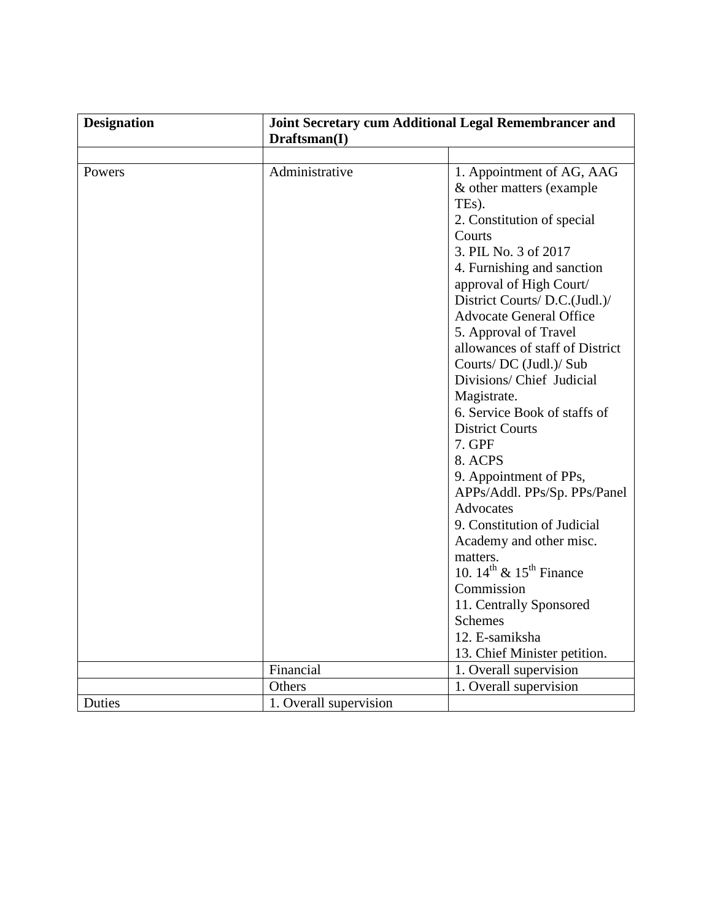| Designation | Joint Secretary cum Additional Legal Remembrancer and Draftsman(I) | |
|---|---|---|
| | | |
| Powers | Administrative | 1. Appointment of AG, AAG & other matters (example TEs).<br>2. Constitution of special Courts<br>3. PIL No. 3 of 2017<br>4. Furnishing and sanction approval of High Court/ District Courts/ D.C.(Judl.)/ Advocate General Office<br>5. Approval of Travel allowances of staff of District Courts/ DC (Judl.)/ Sub Divisions/ Chief Judicial Magistrate.<br>6. Service Book of staffs of District Courts<br>7. GPF<br>8. ACPS<br>9. Appointment of PPs, APPs/Addl. PPs/Sp. PPs/Panel Advocates<br>9. Constitution of Judicial Academy and other misc. matters.<br>10. 14th & 15th Finance Commission<br>11. Centrally Sponsored Schemes<br>12. E-samiksha<br>13. Chief Minister petition. |
| | Financial | 1. Overall supervision |
| | Others | 1. Overall supervision |
| Duties | 1. Overall supervision | |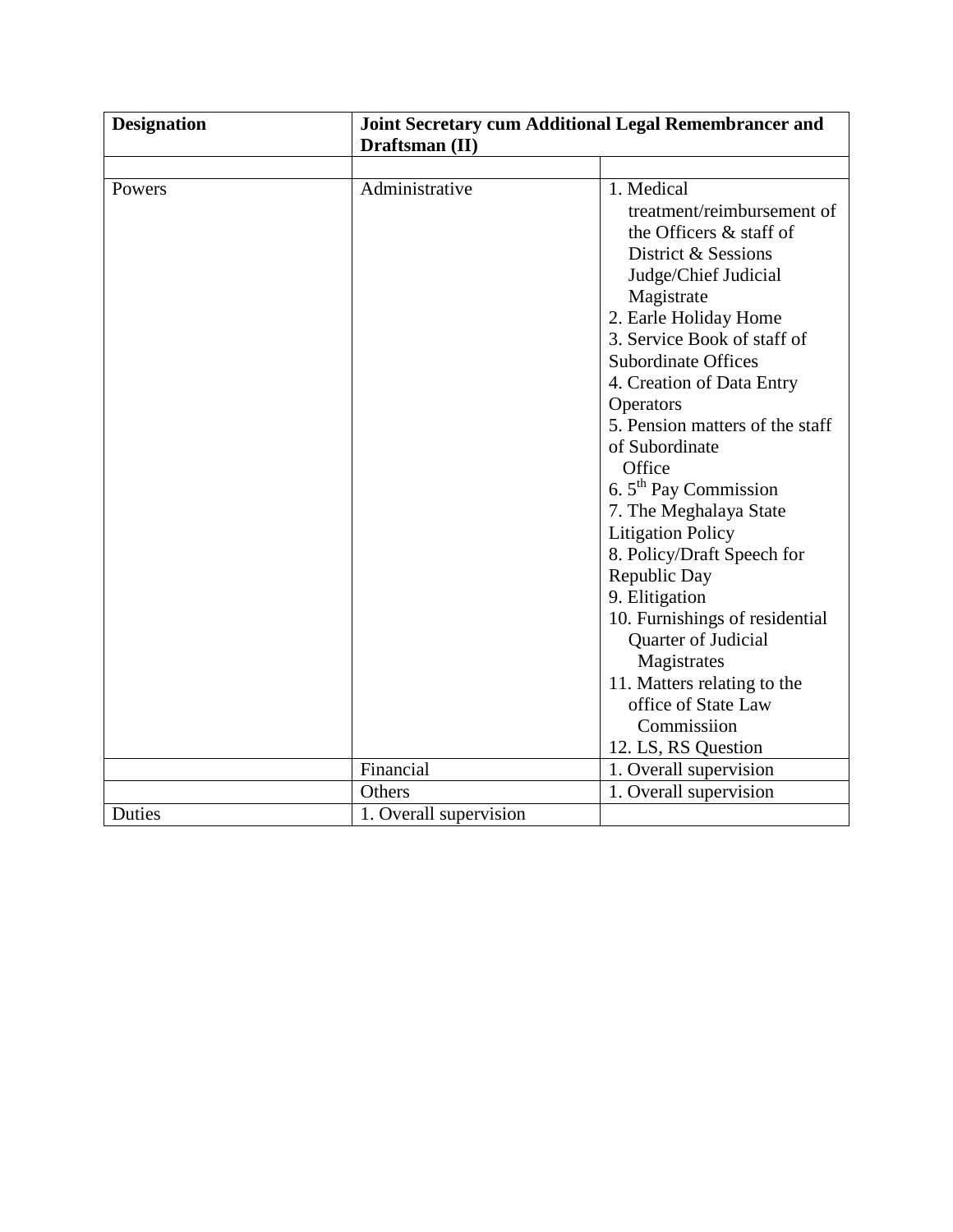| Designation | Joint Secretary cum Additional Legal Remembrancer and Draftsman (II) | |
|---|---|---|
| | | |
| Powers | Administrative | 1. Medical treatment/reimbursement of the Officers & staff of District & Sessions Judge/Chief Judicial Magistrate<br>2. Earle Holiday Home<br>3. Service Book of staff of Subordinate Offices<br>4. Creation of Data Entry Operators<br>5. Pension matters of the staff of Subordinate Office<br>6. 5th Pay Commission<br>7. The Meghalaya State Litigation Policy<br>8. Policy/Draft Speech for Republic Day<br>9. Elitigation<br>10. Furnishings of residential Quarter of Judicial Magistrates<br>11. Matters relating to the office of State Law Commissiion<br>12. LS, RS Question |
| | Financial | 1. Overall supervision |
| | Others | 1. Overall supervision |
| Duties | 1. Overall supervision | |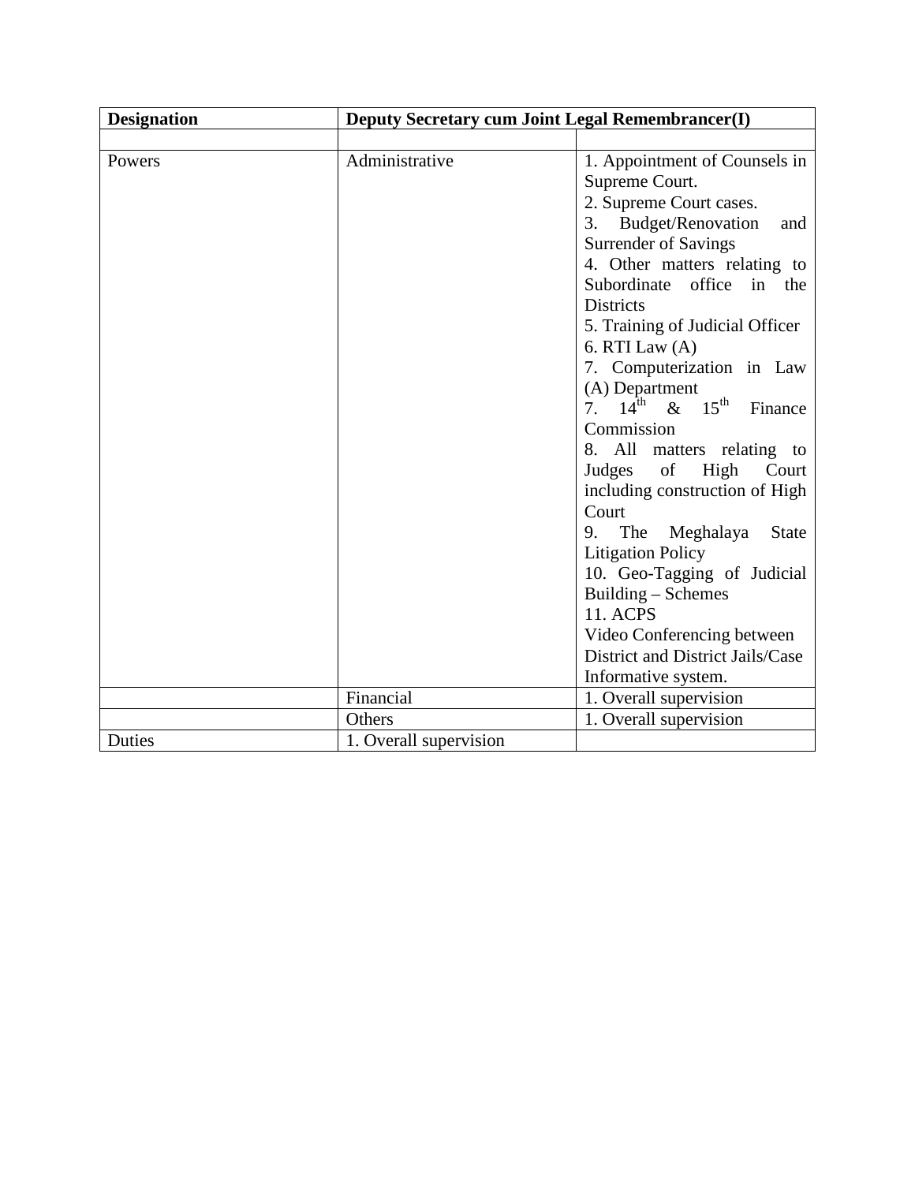| Designation | Deputy Secretary cum Joint Legal Remembrancer(I) | |
|---|---|---|
| | | |
| Powers | Administrative | 1. Appointment of Counsels in Supreme Court.<br>2. Supreme Court cases.<br>3. Budget/Renovation and Surrender of Savings<br>4. Other matters relating to Subordinate office in the Districts<br>5. Training of Judicial Officer<br>6. RTI Law (A)<br>7. Computerization in Law (A) Department<br>7. 14th & 15th Finance Commission<br>8. All matters relating to Judges of High Court including construction of High Court<br>9. The Meghalaya State Litigation Policy<br>10. Geo-Tagging of Judicial Building – Schemes<br>11. ACPS<br>Video Conferencing between District and District Jails/Case Informative system. |
| | Financial | 1. Overall supervision |
| | Others | 1. Overall supervision |
| Duties | 1. Overall supervision | |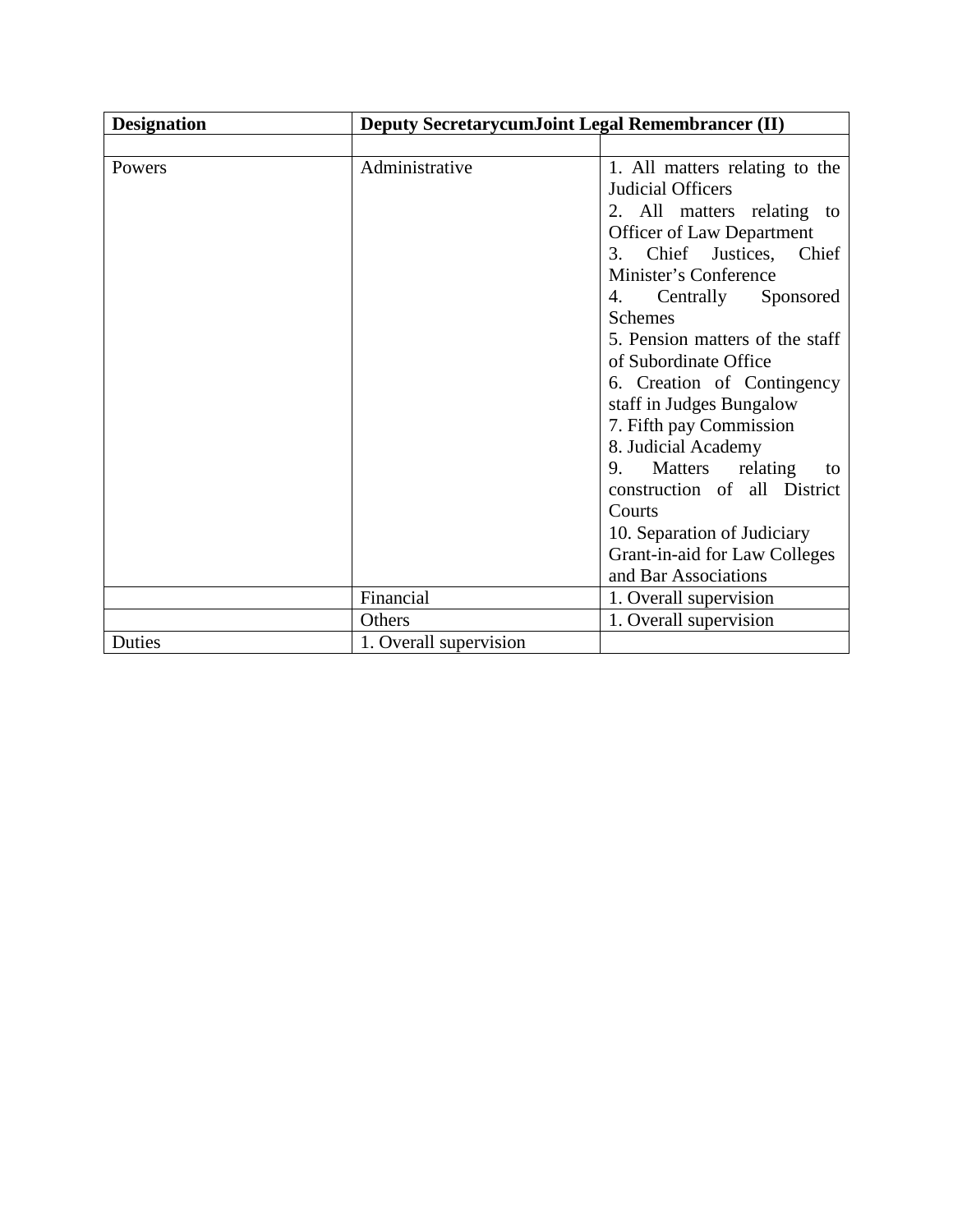| **Designation** | **Deputy SecretarycumJoint Legal Remembrancer (II)** | |
|---|---|---|
| | | |
| Powers | Administrative | 1. All matters relating to the Judicial Officers<br>2. All matters relating to Officer of Law Department<br>3. Chief Justices, Chief Minister's Conference<br>4. Centrally Sponsored Schemes<br>5. Pension matters of the staff of Subordinate Office<br>6. Creation of Contingency staff in Judges Bungalow<br>7. Fifth pay Commission<br>8. Judicial Academy<br>9. Matters relating to construction of all District Courts<br>10. Separation of Judiciary Grant-in-aid for Law Colleges and Bar Associations |
| | Financial | 1. Overall supervision |
| | Others | 1. Overall supervision |
| Duties | 1. Overall supervision | |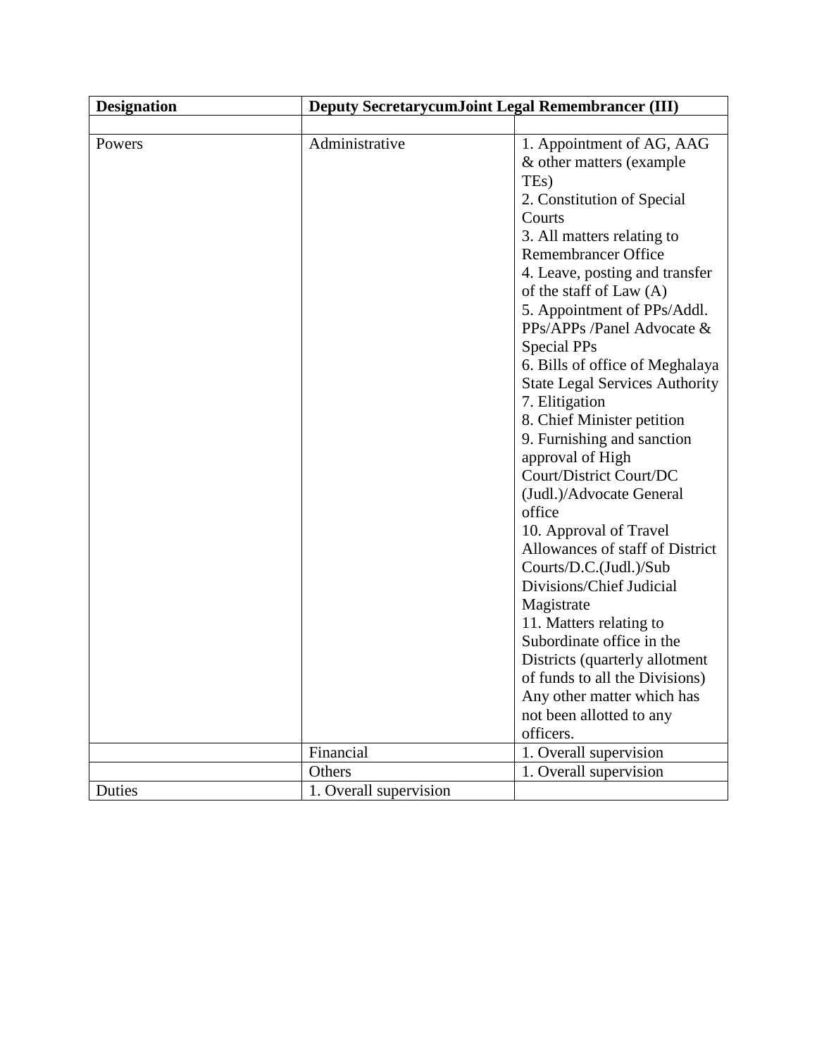| **Designation** | **Deputy SecretarycumJoint Legal Remembrancer (III)** | |
|---|---|---|
| | | |
| Powers | Administrative | 1. Appointment of AG, AAG & other matters (example TEs)<br>2. Constitution of Special Courts<br>3. All matters relating to Remembrancer Office<br>4. Leave, posting and transfer of the staff of Law (A)<br>5. Appointment of PPs/Addl. PPs/APPs /Panel Advocate & Special PPs<br>6. Bills of office of Meghalaya State Legal Services Authority<br>7. Elitigation<br>8. Chief Minister petition<br>9. Furnishing and sanction approval of High Court/District Court/DC (Judl.)/Advocate General office<br>10. Approval of Travel Allowances of staff of District Courts/D.C.(Judl.)/Sub Divisions/Chief Judicial Magistrate<br>11. Matters relating to Subordinate office in the Districts (quarterly allotment of funds to all the Divisions)<br>Any other matter which has not been allotted to any officers. |
| | Financial | 1. Overall supervision |
| | Others | 1. Overall supervision |
| Duties | 1. Overall supervision | |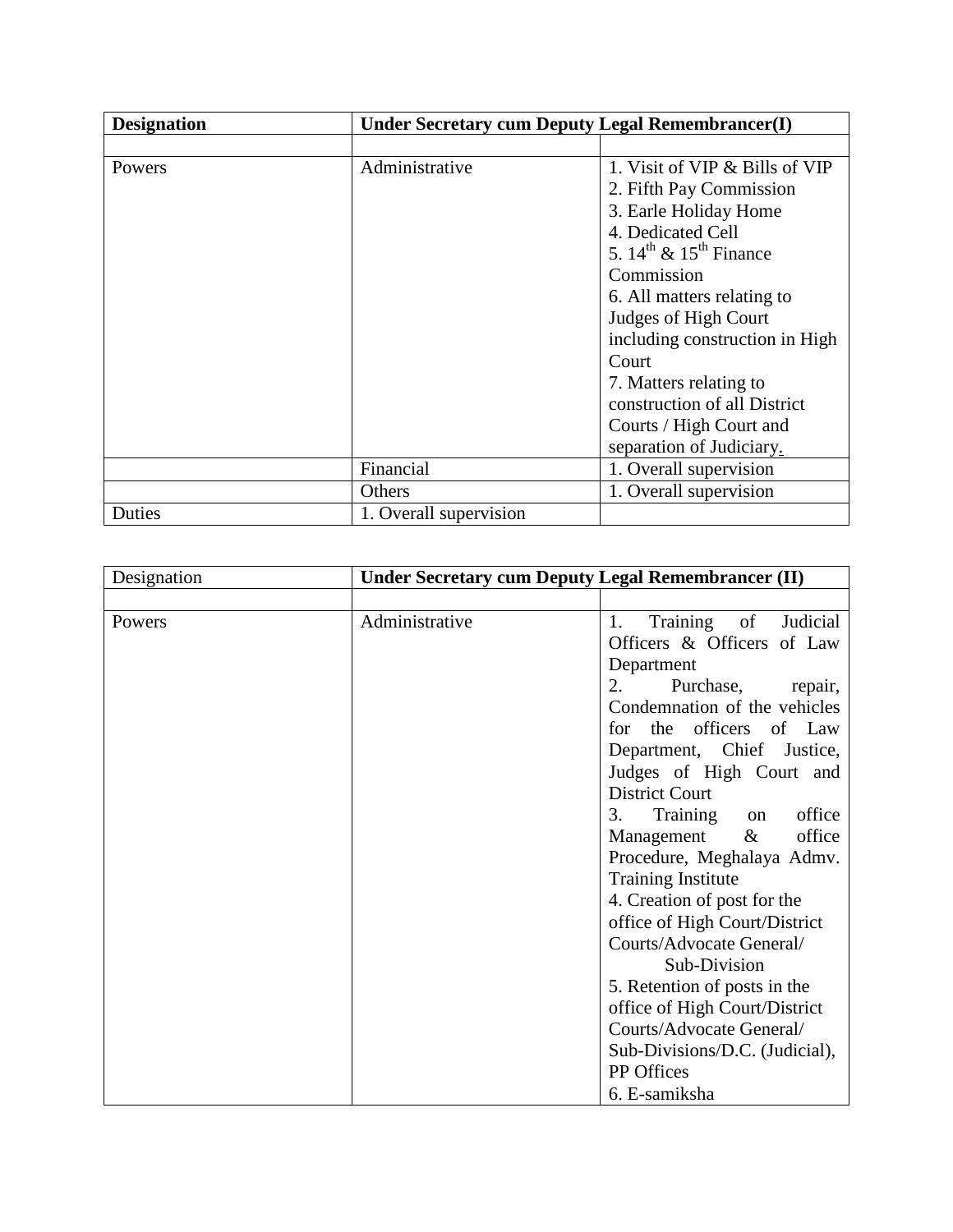| **Designation** | **Under Secretary cum Deputy Legal Remembrancer(I)** | |
|---|---|---|
| | | |
| Powers | Administrative | 1. Visit of VIP & Bills of VIP<br>2. Fifth Pay Commission<br>3. Earle Holiday Home<br>4. Dedicated Cell<br>5. 14th & 15th Finance Commission<br>6. All matters relating to Judges of High Court including construction in High Court<br>7. Matters relating to construction of all District Courts / High Court and separation of Judiciary. |
| | Financial | 1. Overall supervision |
| | Others | 1. Overall supervision |
| Duties | 1. Overall supervision | |

| Designation | **Under Secretary cum Deputy Legal Remembrancer (II)** | |
|---|---|---|
| | | |
| Powers | Administrative | 1. Training of Judicial Officers & Officers of Law Department<br>2. Purchase, repair, Condemnation of the vehicles for the officers of Law Department, Chief Justice, Judges of High Court and District Court<br>3. Training on office Management & office Procedure, Meghalaya Admv. Training Institute<br>4. Creation of post for the office of High Court/District Courts/Advocate General/ Sub-Division<br>5. Retention of posts in the office of High Court/District Courts/Advocate General/ Sub-Divisions/D.C. (Judicial), PP Offices<br>6. E-samiksha |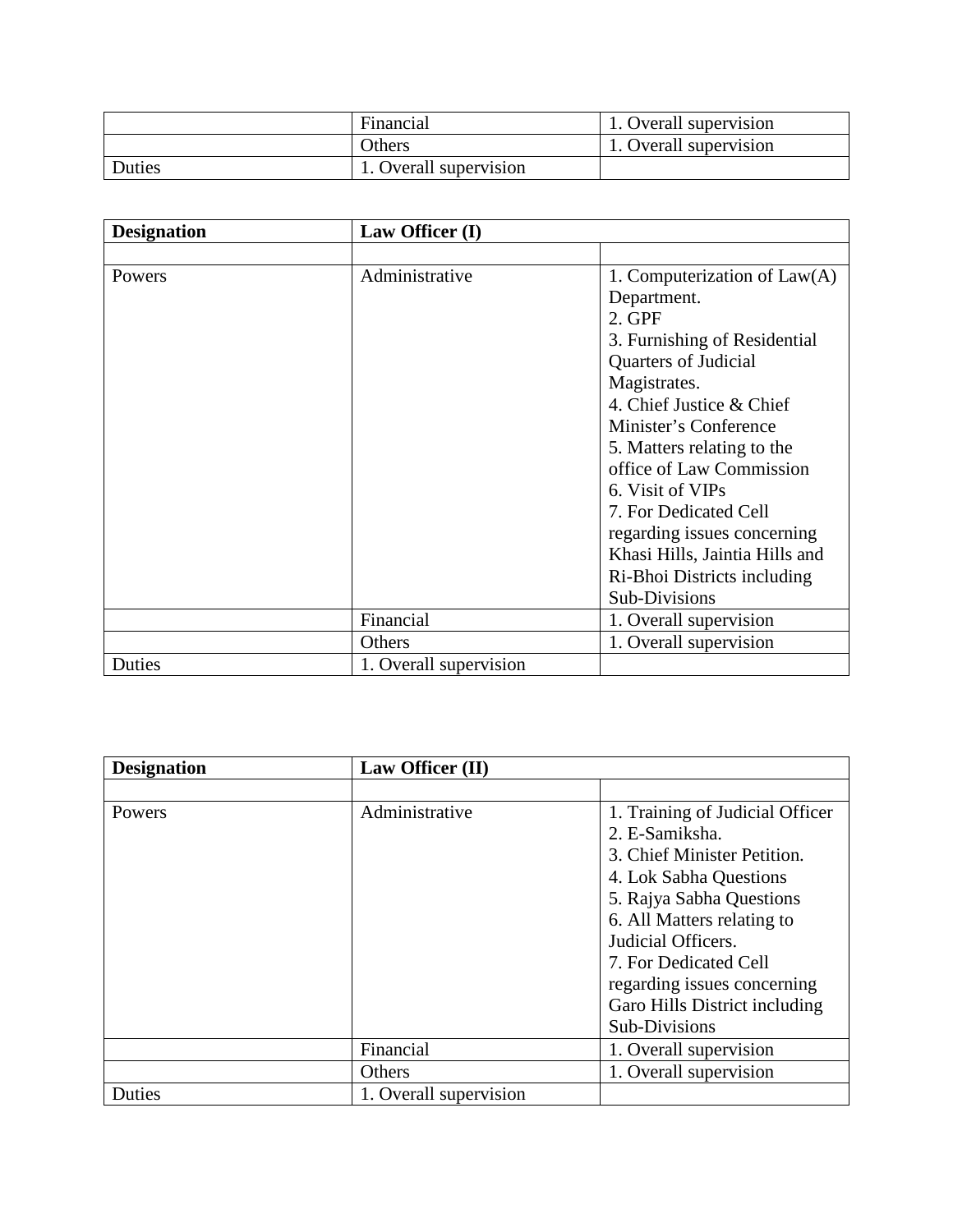| | | |
|---|---|---|
| | Financial | 1. Overall supervision |
| | Others | 1. Overall supervision |
| Duties | 1. Overall supervision | |

| **Designation** | **Law Officer (I)** | |
|---|---|---|
| | | |
| Powers | Administrative | 1. Computerization of Law(A) Department.<br>2. GPF<br>3. Furnishing of Residential Quarters of Judicial Magistrates.<br>4. Chief Justice & Chief Minister's Conference<br>5. Matters relating to the office of Law Commission<br>6. Visit of VIPs<br>7. For Dedicated Cell regarding issues concerning Khasi Hills, Jaintia Hills and Ri-Bhoi Districts including Sub-Divisions |
| | Financial | 1. Overall supervision |
| | Others | 1. Overall supervision |
| Duties | 1. Overall supervision | |

| **Designation** | **Law Officer (II)** | |
|---|---|---|
| | | |
| Powers | Administrative | 1. Training of Judicial Officer<br>2. E-Samiksha.<br>3. Chief Minister Petition.<br>4. Lok Sabha Questions<br>5. Rajya Sabha Questions<br>6. All Matters relating to Judicial Officers.<br>7. For Dedicated Cell regarding issues concerning Garo Hills District including Sub-Divisions |
| | Financial | 1. Overall supervision |
| | Others | 1. Overall supervision |
| Duties | 1. Overall supervision | |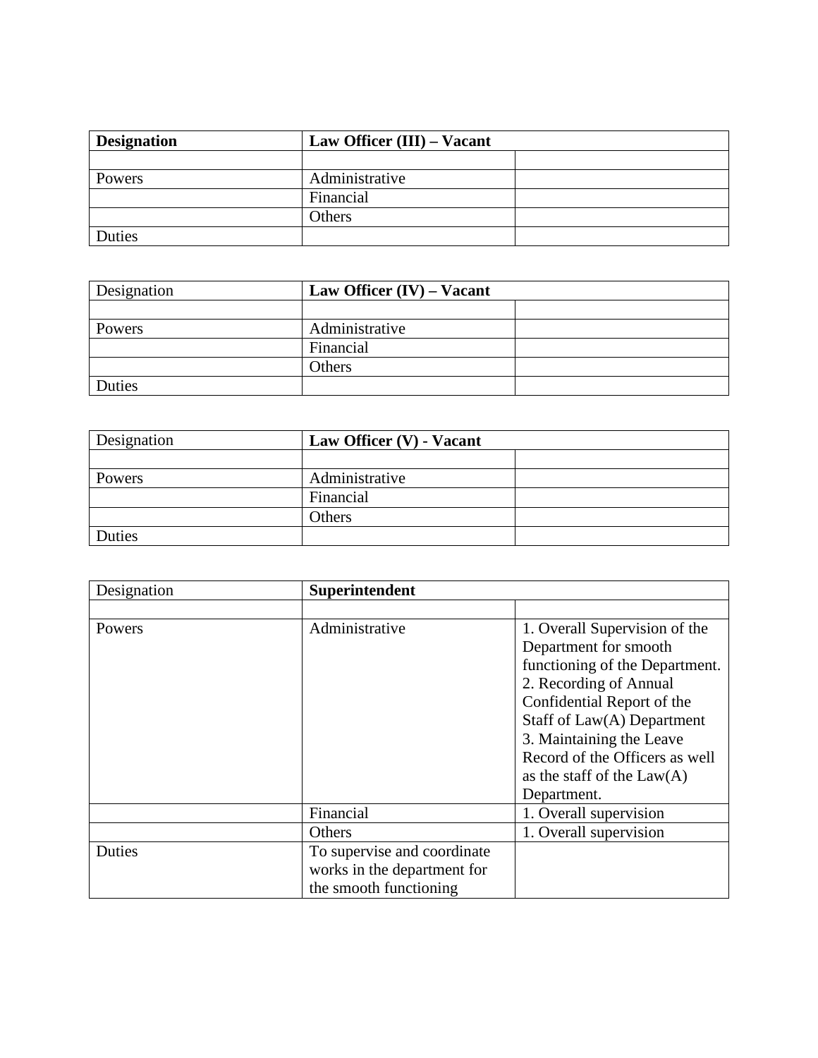| **Designation** | **Law Officer (III) – Vacant** | |
|---|---|---|
| | | |
| Powers | Administrative | |
| | Financial | |
| | Others | |
| Duties | | |

| Designation | **Law Officer (IV) – Vacant** | |
|---|---|---|
| | | |
| Powers | Administrative | |
| | Financial | |
| | Others | |
| Duties | | |

| Designation | **Law Officer (V) - Vacant** | |
|---|---|---|
| | | |
| Powers | Administrative | |
| | Financial | |
| | Others | |
| Duties | | |

| Designation | **Superintendent** | |
|---|---|---|
| | | |
| Powers | Administrative | 1. Overall Supervision of the Department for smooth functioning of the Department. 2. Recording of Annual Confidential Report of the Staff of Law(A) Department 3. Maintaining the Leave Record of the Officers as well as the staff of the Law(A) Department. |
| | Financial | 1. Overall supervision |
| | Others | 1. Overall supervision |
| Duties | To supervise and coordinate works in the department for the smooth functioning | |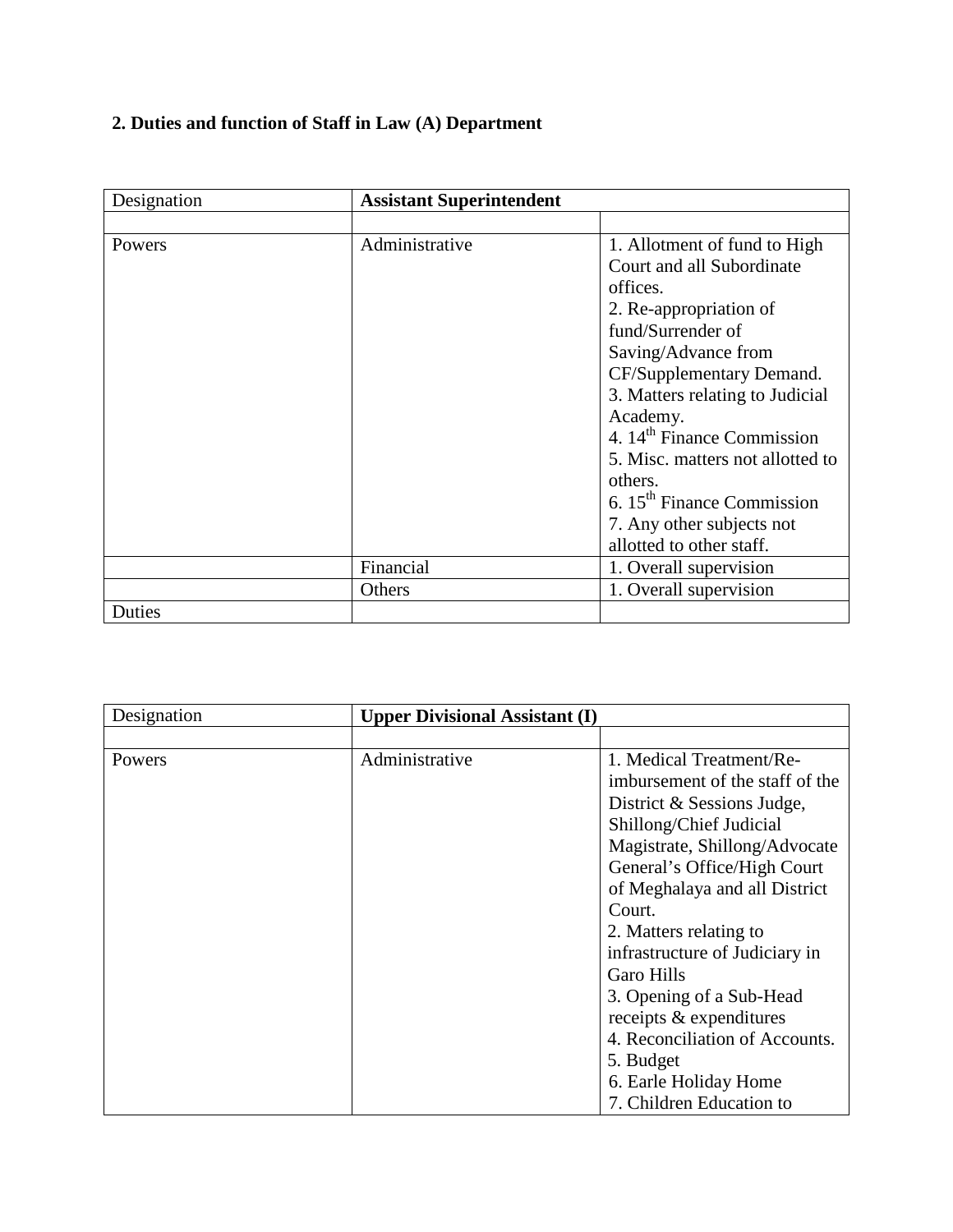**2. Duties and function of Staff in Law (A) Department**

| Designation | **Assistant Superintendent** | |
|---|---|---|
| | | |
| Powers | Administrative | 1. Allotment of fund to High Court and all Subordinate offices.<br>2. Re-appropriation of fund/Surrender of Saving/Advance from CF/Supplementary Demand.<br>3. Matters relating to Judicial Academy.<br>4. 14th Finance Commission<br>5. Misc. matters not allotted to others.<br>6. 15th Finance Commission<br>7. Any other subjects not allotted to other staff. |
| | Financial | 1. Overall supervision |
| | Others | 1. Overall supervision |
| Duties | | |

| Designation | **Upper Divisional Assistant (I)** | |
|---|---|---|
| | | |
| Powers | Administrative | 1. Medical Treatment/Re-imbursement of the staff of the District & Sessions Judge, Shillong/Chief Judicial Magistrate, Shillong/Advocate General's Office/High Court of Meghalaya and all District Court.<br>2. Matters relating to infrastructure of Judiciary in Garo Hills<br>3. Opening of a Sub-Head receipts & expenditures<br>4. Reconciliation of Accounts.<br>5. Budget<br>6. Earle Holiday Home<br>7. Children Education to |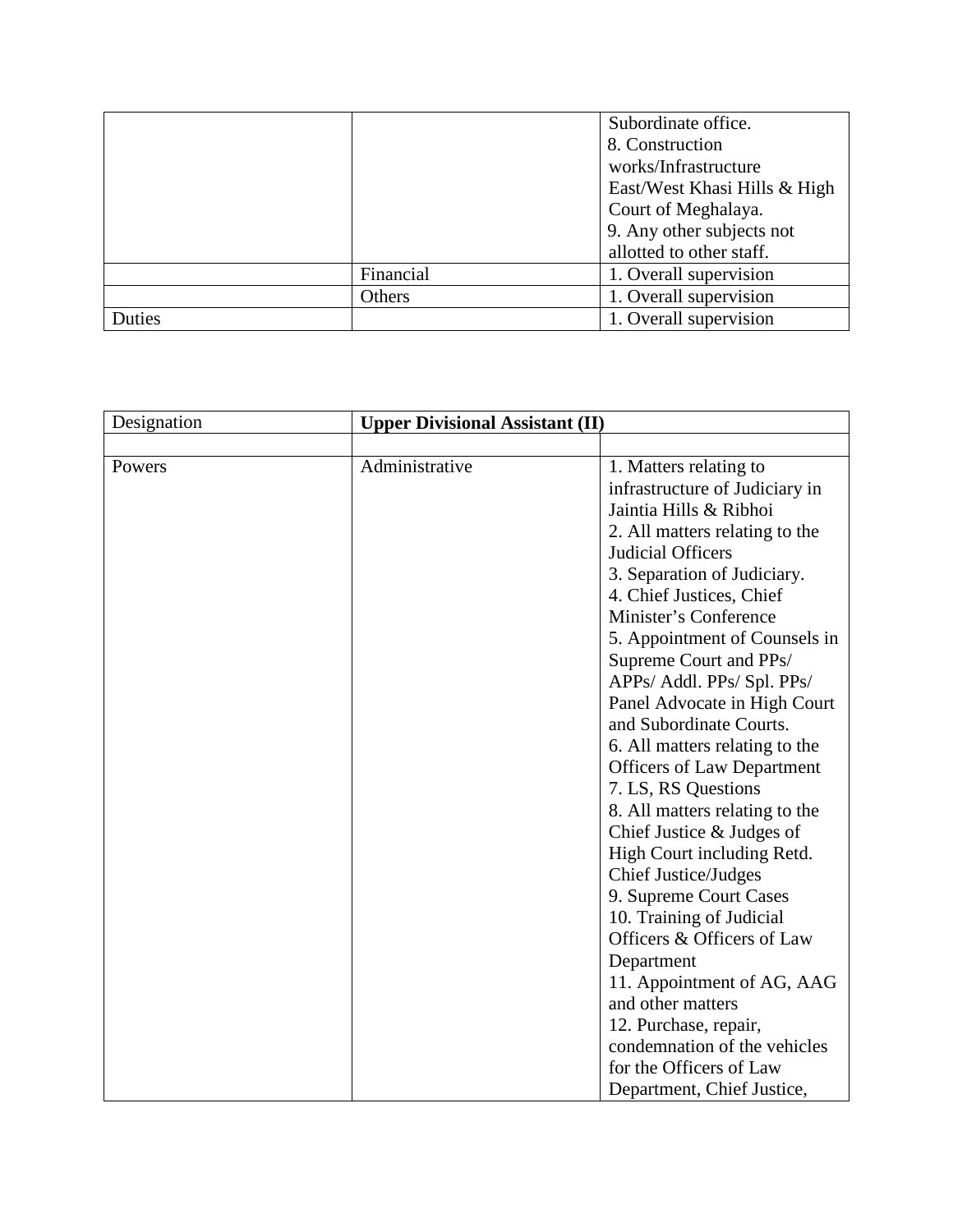| | | |
|---|---|---|
| | | Subordinate office.<br>8. Construction works/Infrastructure East/West Khasi Hills & High Court of Meghalaya.<br>9. Any other subjects not allotted to other staff. |
| | Financial | 1. Overall supervision |
| | Others | 1. Overall supervision |
| Duties | | 1. Overall supervision |

| Designation | **Upper Divisional Assistant (II)** | |
|---|---|---|
| | | |
| Powers | Administrative | 1. Matters relating to infrastructure of Judiciary in Jaintia Hills & Ribhoi<br>2. All matters relating to the Judicial Officers<br>3. Separation of Judiciary.<br>4. Chief Justices, Chief Minister's Conference<br>5. Appointment of Counsels in Supreme Court and PPs/ APPs/ Addl. PPs/ Spl. PPs/ Panel Advocate in High Court and Subordinate Courts.<br>6. All matters relating to the Officers of Law Department<br>7. LS, RS Questions<br>8. All matters relating to the Chief Justice & Judges of High Court including Retd. Chief Justice/Judges<br>9. Supreme Court Cases<br>10. Training of Judicial Officers & Officers of Law Department<br>11. Appointment of AG, AAG and other matters<br>12. Purchase, repair, condemnation of the vehicles for the Officers of Law Department, Chief Justice, |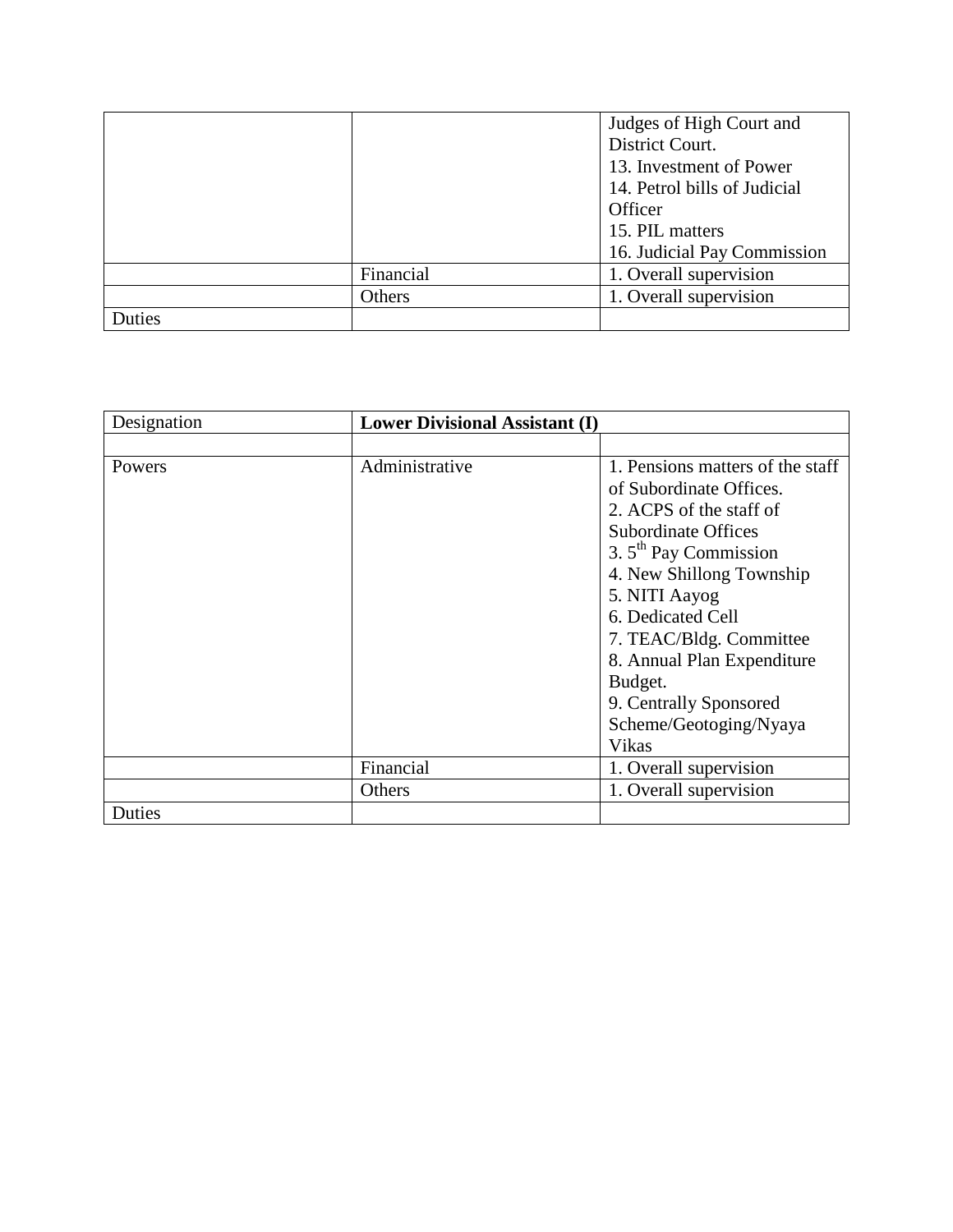| | | |
|---|---|---|
| | | Judges of High Court and District Court.<br>13. Investment of Power<br>14. Petrol bills of Judicial Officer<br>15. PIL matters<br>16. Judicial Pay Commission |
| | Financial | 1. Overall supervision |
| | Others | 1. Overall supervision |
| Duties | | |

| Designation | **Lower Divisional Assistant (I)** | |
|---|---|---|
| | | |
| Powers | Administrative | 1. Pensions matters of the staff of Subordinate Offices.<br>2. ACPS of the staff of Subordinate Offices<br>3. 5th Pay Commission<br>4. New Shillong Township<br>5. NITI Aayog<br>6. Dedicated Cell<br>7. TEAC/Bldg. Committee<br>8. Annual Plan Expenditure Budget.<br>9. Centrally Sponsored Scheme/Geotoging/Nyaya Vikas |
| | Financial | 1. Overall supervision |
| | Others | 1. Overall supervision |
| Duties | | |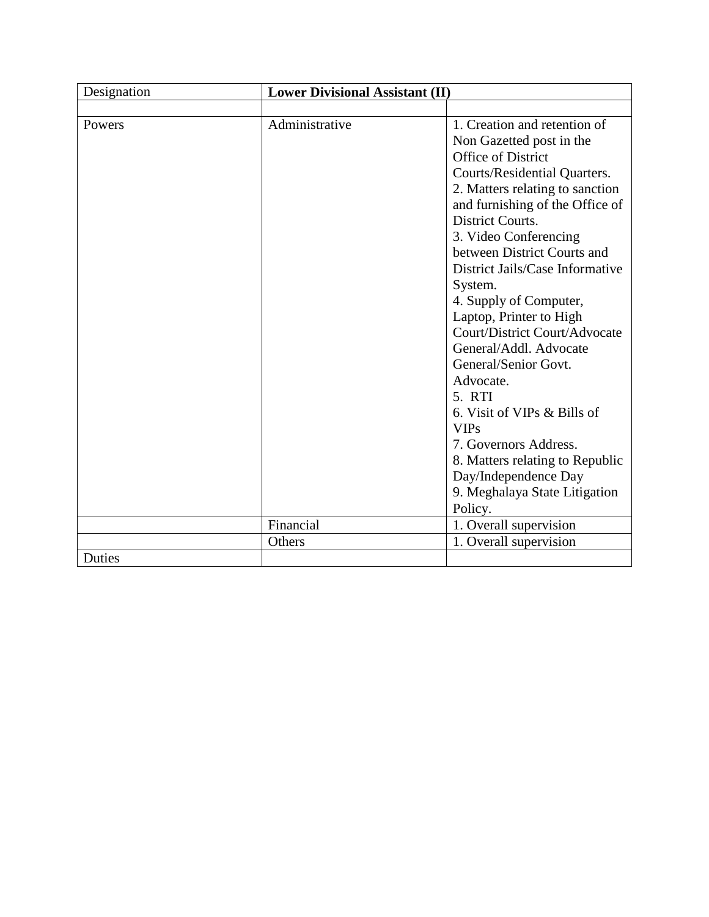| Designation | **Lower Divisional Assistant (II)** | |
|---|---|---|
| | | |
| Powers | Administrative | 1. Creation and retention of Non Gazetted post in the Office of District Courts/Residential Quarters.<br>2. Matters relating to sanction and furnishing of the Office of District Courts.<br>3. Video Conferencing between District Courts and District Jails/Case Informative System.<br>4. Supply of Computer, Laptop, Printer to High Court/District Court/Advocate General/Addl. Advocate General/Senior Govt. Advocate.<br>5. RTI<br>6. Visit of VIPs & Bills of VIPs<br>7. Governors Address.<br>8. Matters relating to Republic Day/Independence Day<br>9. Meghalaya State Litigation Policy. |
| | Financial | 1. Overall supervision |
| | Others | 1. Overall supervision |
| Duties | | |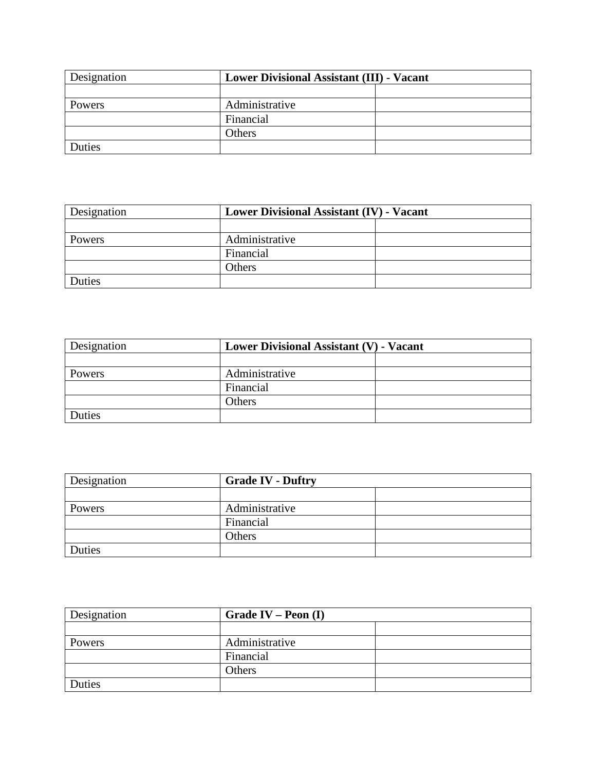| Designation | **Lower Divisional Assistant (III) - Vacant** | |
|---|---|---|
| | | |
| Powers | Administrative | |
| | Financial | |
| | Others | |
| Duties | | |

| Designation | **Lower Divisional Assistant (IV) - Vacant** | |
|---|---|---|
| | | |
| Powers | Administrative | |
| | Financial | |
| | Others | |
| Duties | | |

| Designation | **Lower Divisional Assistant (V) - Vacant** | |
|---|---|---|
| | | |
| Powers | Administrative | |
| | Financial | |
| | Others | |
| Duties | | |

| Designation | **Grade IV - Duftry** | |
|---|---|---|
| | | |
| Powers | Administrative | |
| | Financial | |
| | Others | |
| Duties | | |

| Designation | **Grade IV – Peon (I)** | |
|---|---|---|
| | | |
| Powers | Administrative | |
| | Financial | |
| | Others | |
| Duties | | |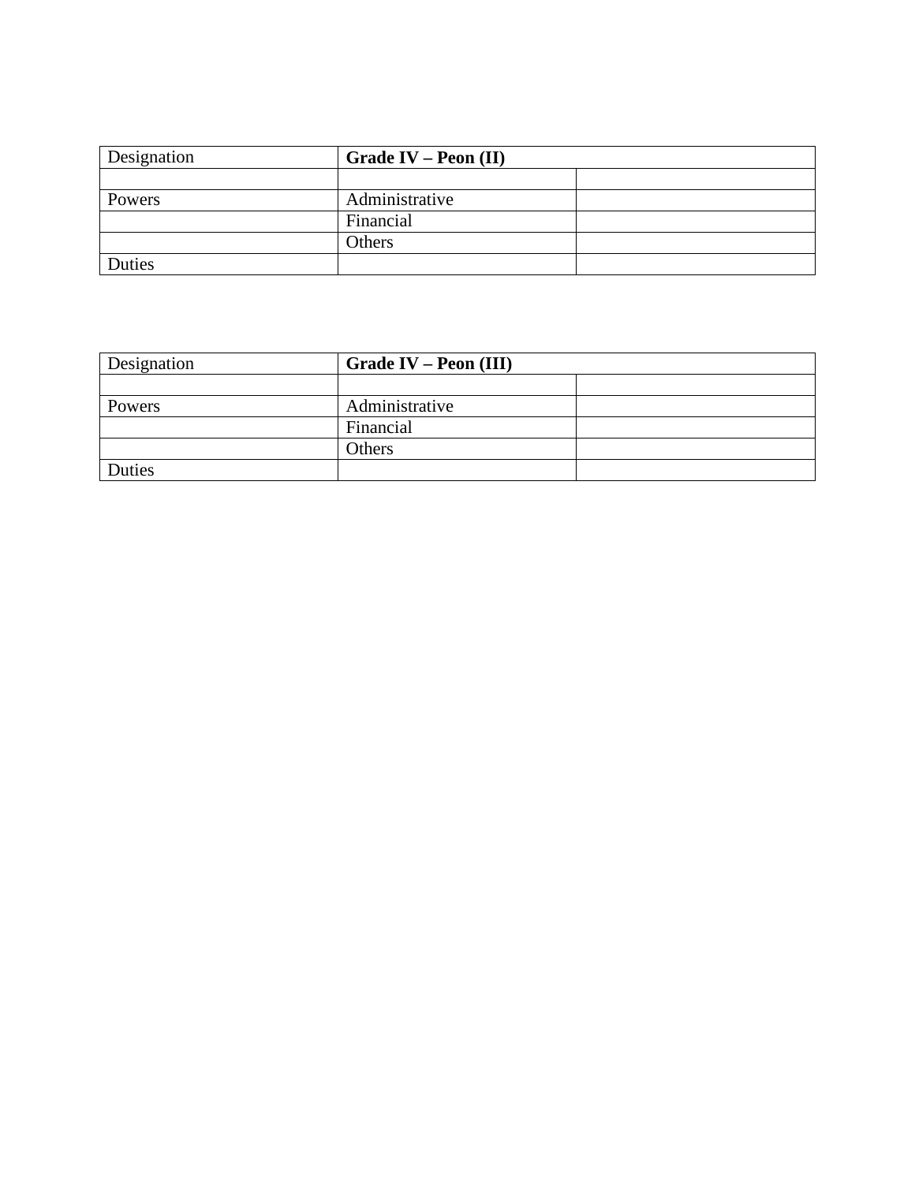| Designation | **Grade IV – Peon (II)** | |
|---|---|---|
| | | |
| Powers | Administrative | |
| | Financial | |
| | Others | |
| Duties | | |

| Designation | **Grade IV – Peon (III)** | |
|---|---|---|
| | | |
| Powers | Administrative | |
| | Financial | |
| | Others | |
| Duties | | |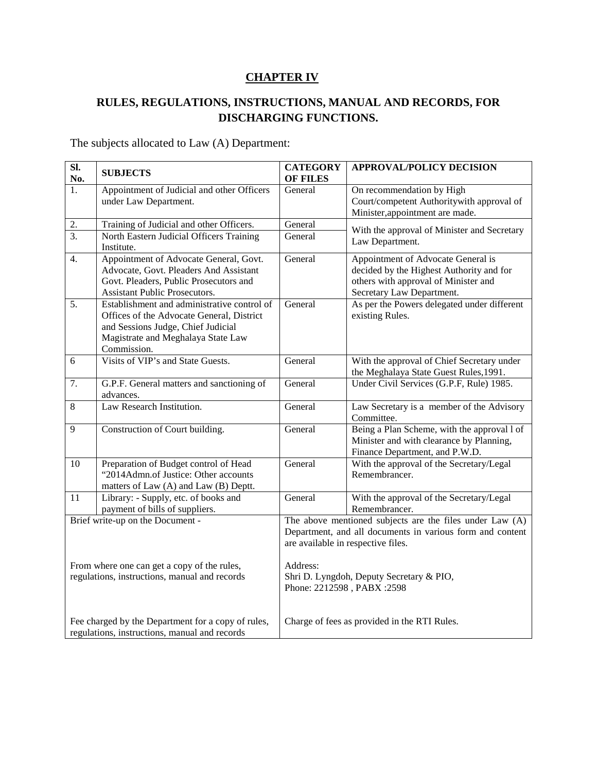## CHAPTER IV

## RULES, REGULATIONS, INSTRUCTIONS, MANUAL AND RECORDS, FOR DISCHARGING FUNCTIONS.

The subjects allocated to Law (A) Department:

| Sl. No. | SUBJECTS | CATEGORY OF FILES | APPROVAL/POLICY DECISION |
|---|---|---|---|
| 1. | Appointment of Judicial and other Officers under Law Department. | General | On recommendation by High Court/competent Authoritywith approval of Minister,appointment are made. |
| 2. | Training of Judicial and other Officers. | General | With the approval of Minister and Secretary Law Department. |
| 3. | North Eastern Judicial Officers Training Institute. | General | |
| 4. | Appointment of Advocate General, Govt. Advocate, Govt. Pleaders And Assistant Govt. Pleaders, Public Prosecutors and Assistant Public Prosecutors. | General | Appointment of Advocate General is decided by the Highest Authority and for others with approval of Minister and Secretary Law Department. |
| 5. | Establishment and administrative control of Offices of the Advocate General, District and Sessions Judge, Chief Judicial Magistrate and Meghalaya State Law Commission. | General | As per the Powers delegated under different existing Rules. |
| 6 | Visits of VIP's and State Guests. | General | With the approval of Chief Secretary under the Meghalaya State Guest Rules,1991. |
| 7. | G.P.F. General matters and sanctioning of advances. | General | Under Civil Services (G.P.F, Rule) 1985. |
| 8 | Law Research Institution. | General | Law Secretary is a member of the Advisory Committee. |
| 9 | Construction of Court building. | General | Being a Plan Scheme, with the approval l of Minister and with clearance by Planning, Finance Department, and P.W.D. |
| 10 | Preparation of Budget control of Head "2014Admn.of Justice: Other accounts matters of Law (A) and Law (B) Deptt. | General | With the approval of the Secretary/Legal Remembrancer. |
| 11 | Library: - Supply, etc. of books and payment of bills of suppliers. | General | With the approval of the Secretary/Legal Remembrancer. |
| Brief write-up on the Document - | | The above mentioned subjects are the files under Law (A) Department, and all documents in various form and content are available in respective files. | |
| From where one can get a copy of the rules, regulations, instructions, manual and records | | Address: Shri D. Lyngdoh, Deputy Secretary & PIO, Phone: 2212598 , PABX :2598 | |
| Fee charged by the Department for a copy of rules, regulations, instructions, manual and records | | Charge of fees as provided in the RTI Rules. | |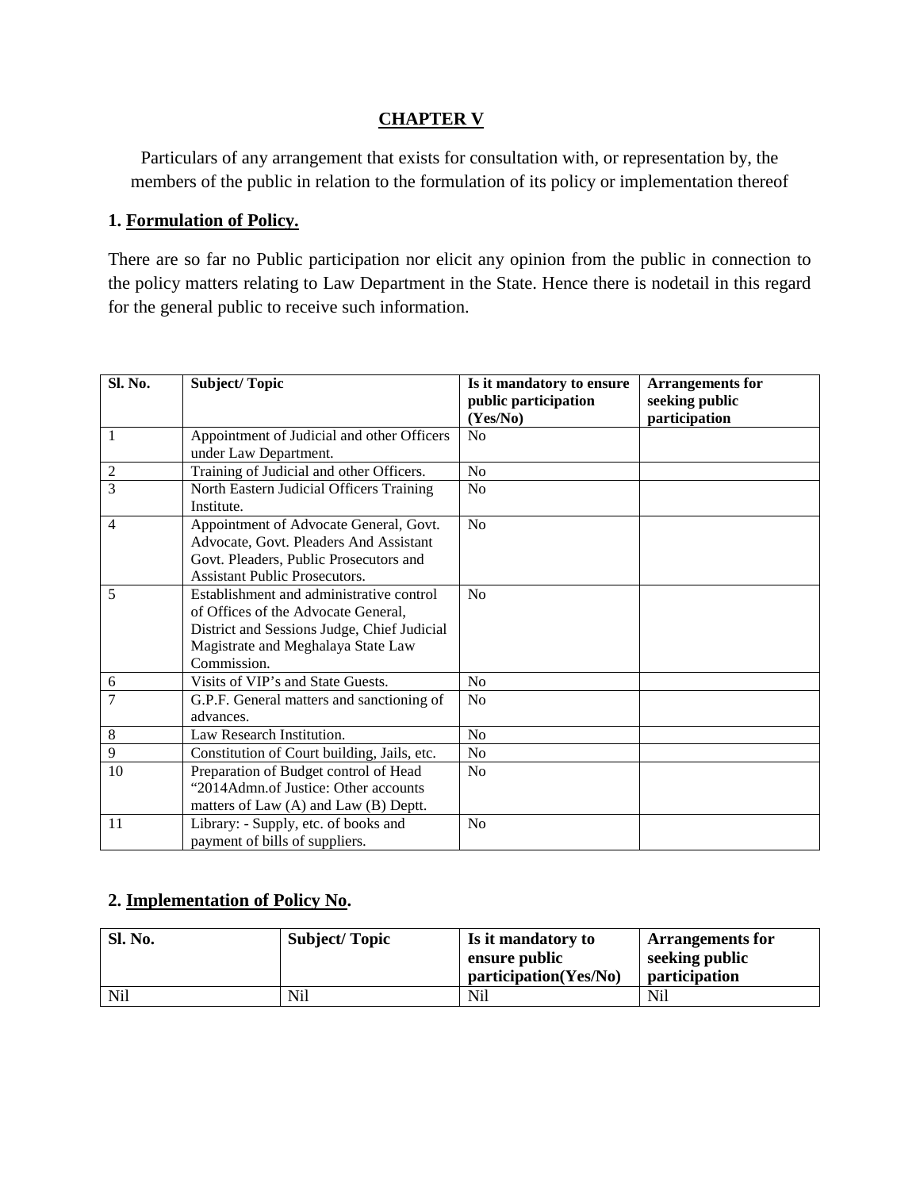# CHAPTER V

Particulars of any arrangement that exists for consultation with, or representation by, the members of the public in relation to the formulation of its policy or implementation thereof

## 1. Formulation of Policy.

There are so far no Public participation nor elicit any opinion from the public in connection to the policy matters relating to Law Department in the State. Hence there is nodetail in this regard for the general public to receive such information.

| Sl. No. | Subject/ Topic | Is it mandatory to ensure public participation (Yes/No) | Arrangements for seeking public participation |
|---|---|---|---|
| 1 | Appointment of Judicial and other Officers under Law Department. | No | |
| 2 | Training of Judicial and other Officers. | No | |
| 3 | North Eastern Judicial Officers Training Institute. | No | |
| 4 | Appointment of Advocate General, Govt. Advocate, Govt. Pleaders And Assistant Govt. Pleaders, Public Prosecutors and Assistant Public Prosecutors. | No | |
| 5 | Establishment and administrative control of Offices of the Advocate General, District and Sessions Judge, Chief Judicial Magistrate and Meghalaya State Law Commission. | No | |
| 6 | Visits of VIP's and State Guests. | No | |
| 7 | G.P.F. General matters and sanctioning of advances. | No | |
| 8 | Law Research Institution. | No | |
| 9 | Constitution of Court building, Jails, etc. | No | |
| 10 | Preparation of Budget control of Head "2014Admn.of Justice: Other accounts matters of Law (A) and Law (B) Deptt. | No | |
| 11 | Library: - Supply, etc. of books and payment of bills of suppliers. | No | |

## 2. Implementation of Policy No.

| Sl. No. | Subject/ Topic | Is it mandatory to ensure public participation(Yes/No) | Arrangements for seeking public participation |
|---|---|---|---|
| Nil | Nil | Nil | Nil |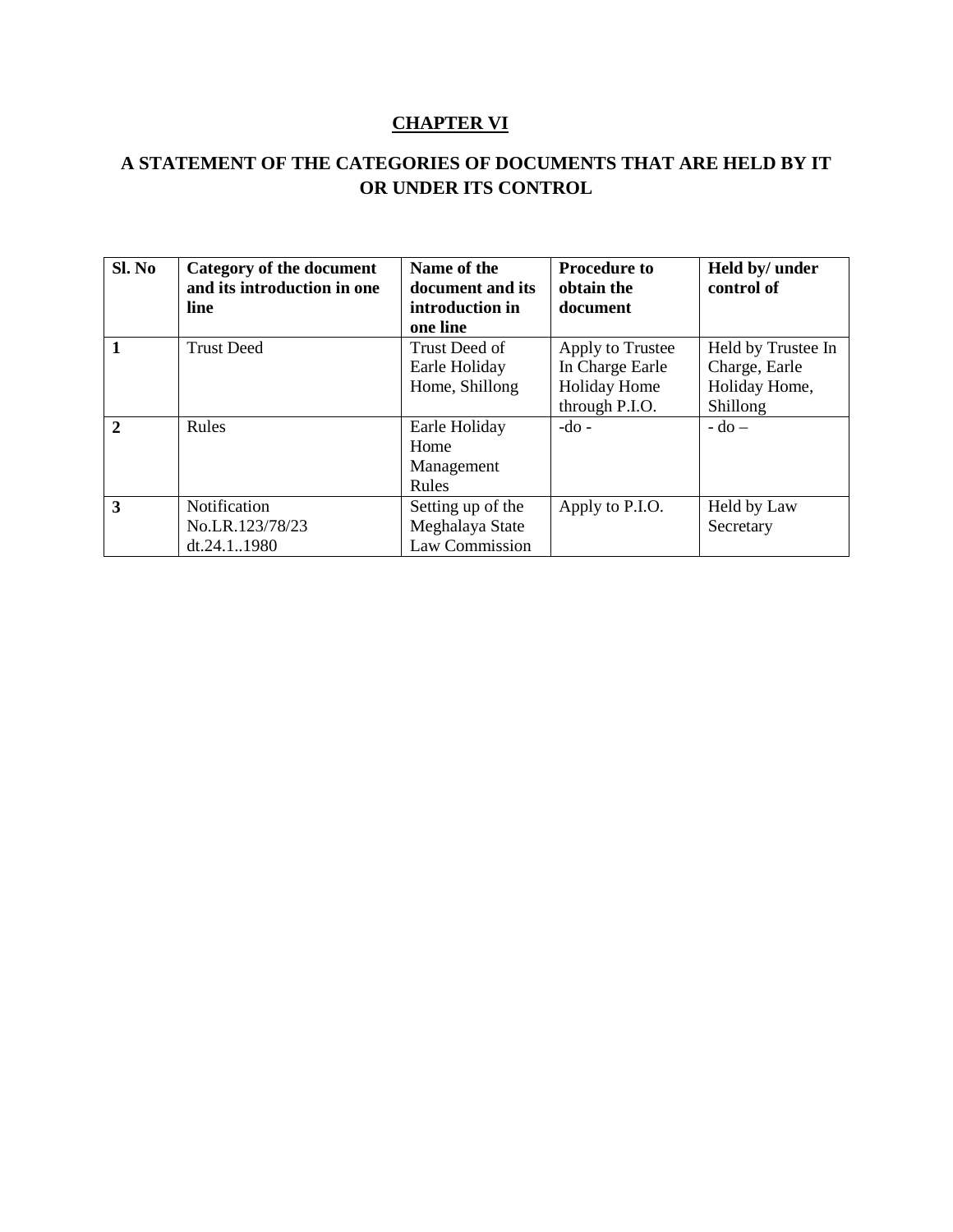# CHAPTER VI

## A STATEMENT OF THE CATEGORIES OF DOCUMENTS THAT ARE HELD BY IT OR UNDER ITS CONTROL

| Sl. No | Category of the document and its introduction in one line | Name of the document and its introduction in one line | Procedure to obtain the document | Held by/ under control of |
|---|---|---|---|---|
| **1** | Trust Deed | Trust Deed of Earle Holiday Home, Shillong | Apply to Trustee In Charge Earle Holiday Home through P.I.O. | Held by Trustee In Charge, Earle Holiday Home, Shillong |
| **2** | Rules | Earle Holiday Home Management Rules | -do - | - do – |
| **3** | Notification No.LR.123/78/23 dt.24.1..1980 | Setting up of the Meghalaya State Law Commission | Apply to P.I.O. | Held by Law Secretary |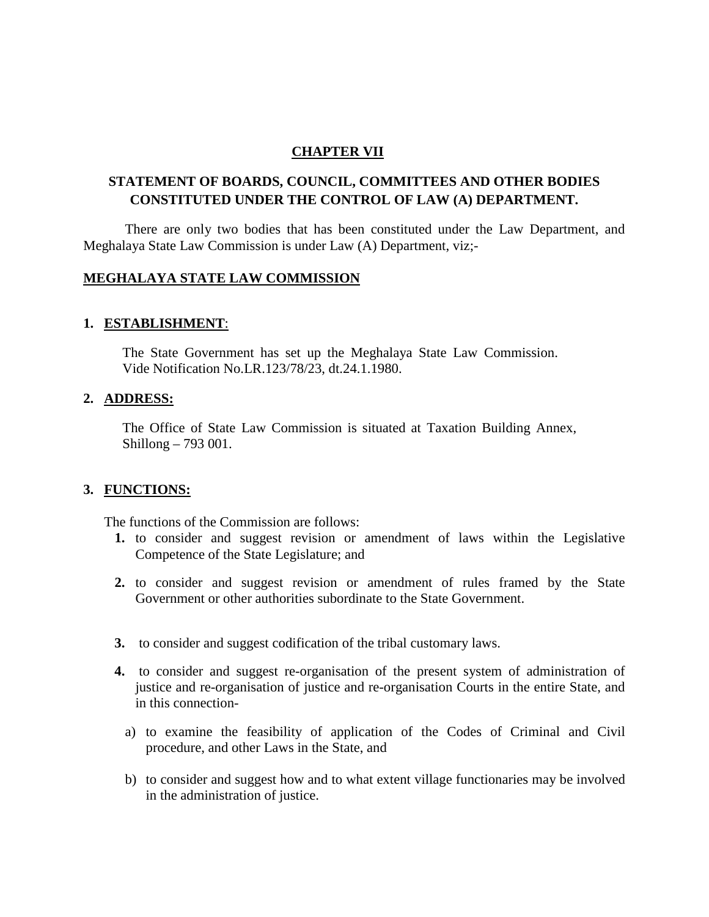# CHAPTER VII

## STATEMENT OF BOARDS, COUNCIL, COMMITTEES AND OTHER BODIES CONSTITUTED UNDER THE CONTROL OF LAW (A) DEPARTMENT.

There are only two bodies that has been constituted under the Law Department, and Meghalaya State Law Commission is under Law (A) Department, viz;-

## MEGHALAYA STATE LAW COMMISSION

### 1. ESTABLISHMENT:

The State Government has set up the Meghalaya State Law Commission. Vide Notification No.LR.123/78/23, dt.24.1.1980.

### 2. ADDRESS:

The Office of State Law Commission is situated at Taxation Building Annex, Shillong – 793 001.

### 3. FUNCTIONS:

The functions of the Commission are follows:

1. to consider and suggest revision or amendment of laws within the Legislative Competence of the State Legislature; and
2. to consider and suggest revision or amendment of rules framed by the State Government or other authorities subordinate to the State Government.
3. to consider and suggest codification of the tribal customary laws.
4. to consider and suggest re-organisation of the present system of administration of justice and re-organisation of justice and re-organisation Courts in the entire State, and in this connection-
   a) to examine the feasibility of application of the Codes of Criminal and Civil procedure, and other Laws in the State, and
   b) to consider and suggest how and to what extent village functionaries may be involved in the administration of justice.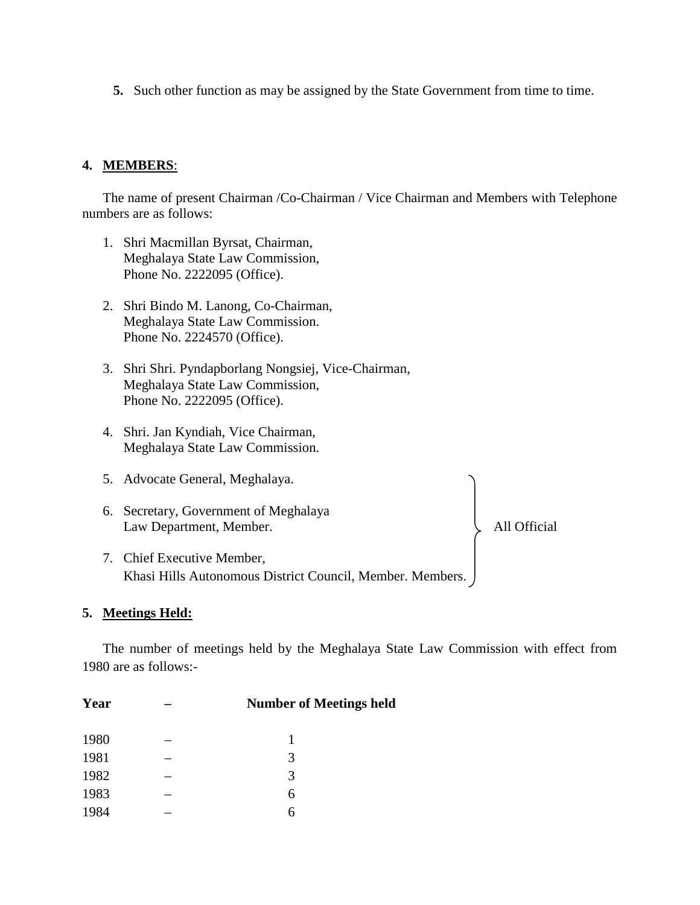5. Such other function as may be assigned by the State Government from time to time.

## 4. MEMBERS:

The name of present Chairman /Co-Chairman / Vice Chairman and Members with Telephone numbers are as follows:

1. Shri Macmillan Byrsat, Chairman,
   Meghalaya State Law Commission,
   Phone No. 2222095 (Office).

2. Shri Bindo M. Lanong, Co-Chairman,
   Meghalaya State Law Commission.
   Phone No. 2224570 (Office).

3. Shri Shri. Pyndapborlang Nongsiej, Vice-Chairman,
   Meghalaya State Law Commission,
   Phone No. 2222095 (Office).

4. Shri. Jan Kyndiah, Vice Chairman,
   Meghalaya State Law Commission.

5. Advocate General, Meghalaya.

6. Secretary, Government of Meghalaya
   Law Department, Member.

7. Chief Executive Member,
   Khasi Hills Autonomous District Council, Member. Members.

(5–7: All Official)

## 5. Meetings Held:

The number of meetings held by the Meghalaya State Law Commission with effect from 1980 are as follows:-

| Year | – | Number of Meetings held |
|---|---|---|
| 1980 | – | 1 |
| 1981 | – | 3 |
| 1982 | – | 3 |
| 1983 | – | 6 |
| 1984 | – | 6 |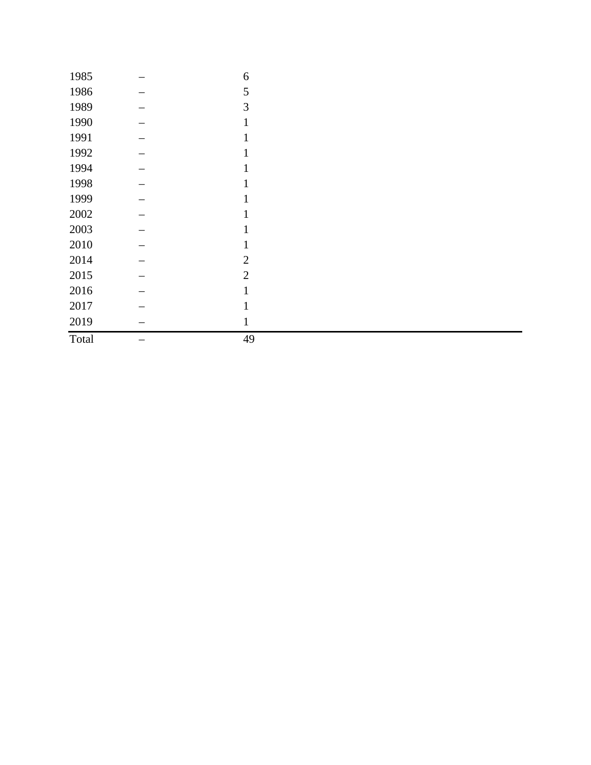| | | |
|---|---|---|
| 1985 | – | 6 |
| 1986 | – | 5 |
| 1989 | – | 3 |
| 1990 | – | 1 |
| 1991 | – | 1 |
| 1992 | – | 1 |
| 1994 | – | 1 |
| 1998 | – | 1 |
| 1999 | – | 1 |
| 2002 | – | 1 |
| 2003 | – | 1 |
| 2010 | – | 1 |
| 2014 | – | 2 |
| 2015 | – | 2 |
| 2016 | – | 1 |
| 2017 | – | 1 |
| 2019 | – | 1 |
| Total | – | 49 |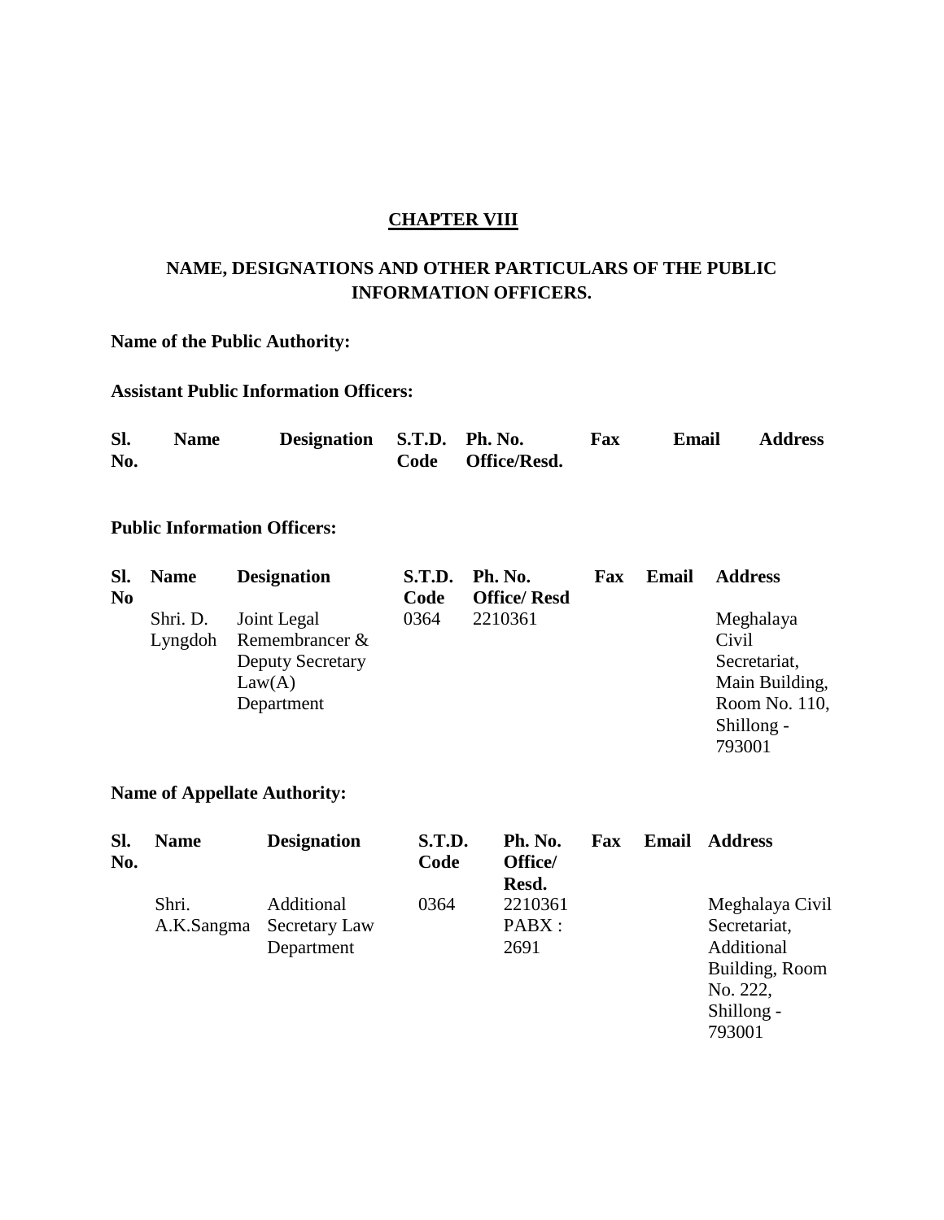## CHAPTER VIII

## NAME, DESIGNATIONS AND OTHER PARTICULARS OF THE PUBLIC INFORMATION OFFICERS.

**Name of the Public Authority:**

**Assistant Public Information Officers:**

| Sl. No. | Name | Designation | S.T.D. Code | Ph. No. Office/Resd. | Fax | Email | Address |
|---|---|---|---|---|---|---|---|

**Public Information Officers:**

| Sl. No | Name | Designation | S.T.D. Code | Ph. No. Office/ Resd | Fax | Email | Address |
|---|---|---|---|---|---|---|---|
| | Shri. D. Lyngdoh | Joint Legal Remembrancer & Deputy Secretary Law(A) Department | 0364 | 2210361 | | | Meghalaya Civil Secretariat, Main Building, Room No. 110, Shillong - 793001 |

**Name of Appellate Authority:**

| Sl. No. | Name | Designation | S.T.D. Code | Ph. No. Office/ Resd. | Fax | Email | Address |
|---|---|---|---|---|---|---|---|
| | Shri. A.K.Sangma | Additional Secretary Law Department | 0364 | 2210361 PABX : 2691 | | | Meghalaya Civil Secretariat, Additional Building, Room No. 222, Shillong - 793001 |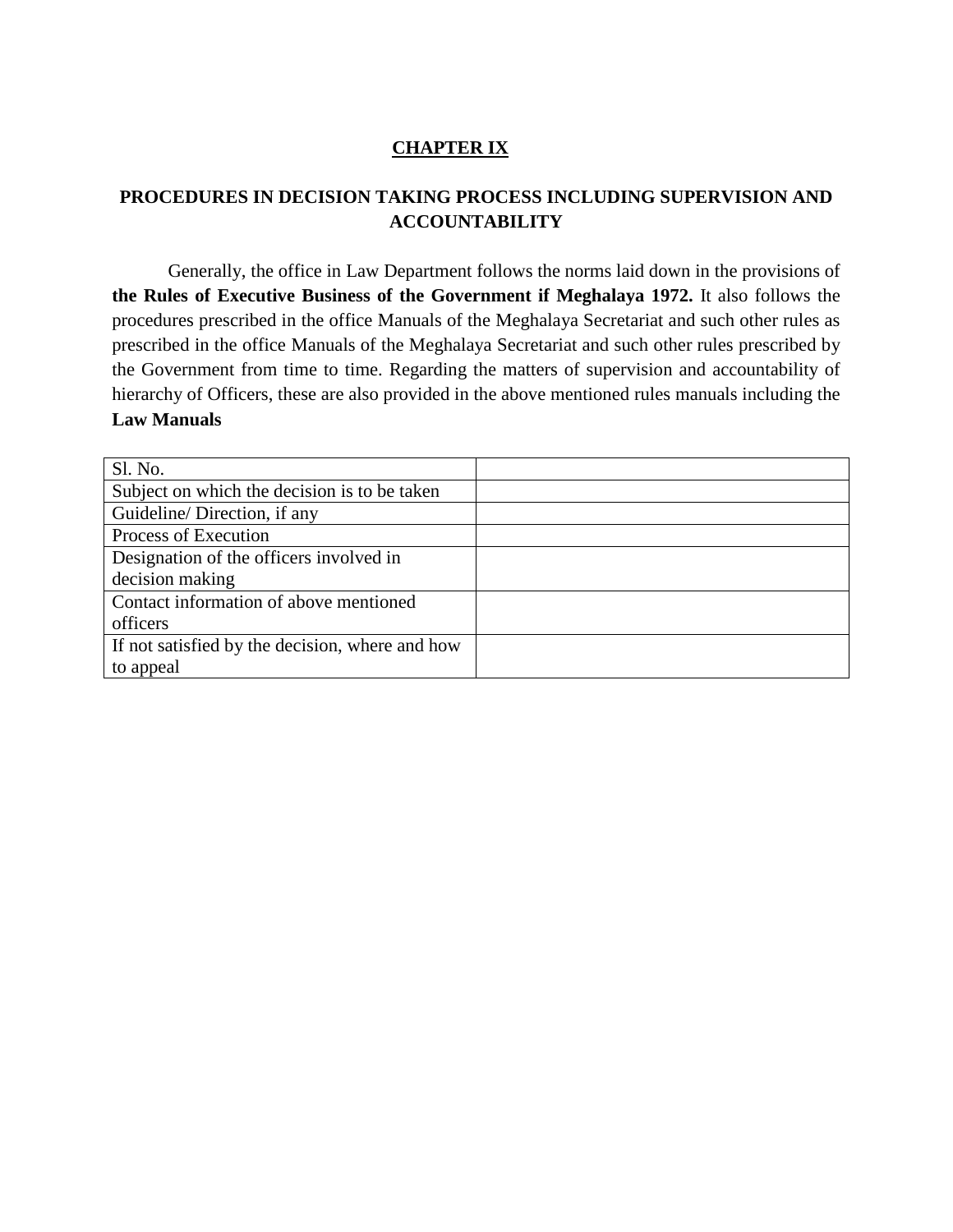## CHAPTER IX

## PROCEDURES IN DECISION TAKING PROCESS INCLUDING SUPERVISION AND ACCOUNTABILITY

Generally, the office in Law Department follows the norms laid down in the provisions of **the Rules of Executive Business of the Government if Meghalaya 1972.** It also follows the procedures prescribed in the office Manuals of the Meghalaya Secretariat and such other rules as prescribed in the office Manuals of the Meghalaya Secretariat and such other rules prescribed by the Government from time to time. Regarding the matters of supervision and accountability of hierarchy of Officers, these are also provided in the above mentioned rules manuals including the **Law Manuals**

| Sl. No. | |
|---|---|
| Subject on which the decision is to be taken | |
| Guideline/ Direction, if any | |
| Process of Execution | |
| Designation of the officers involved in decision making | |
| Contact information of above mentioned officers | |
| If not satisfied by the decision, where and how to appeal | |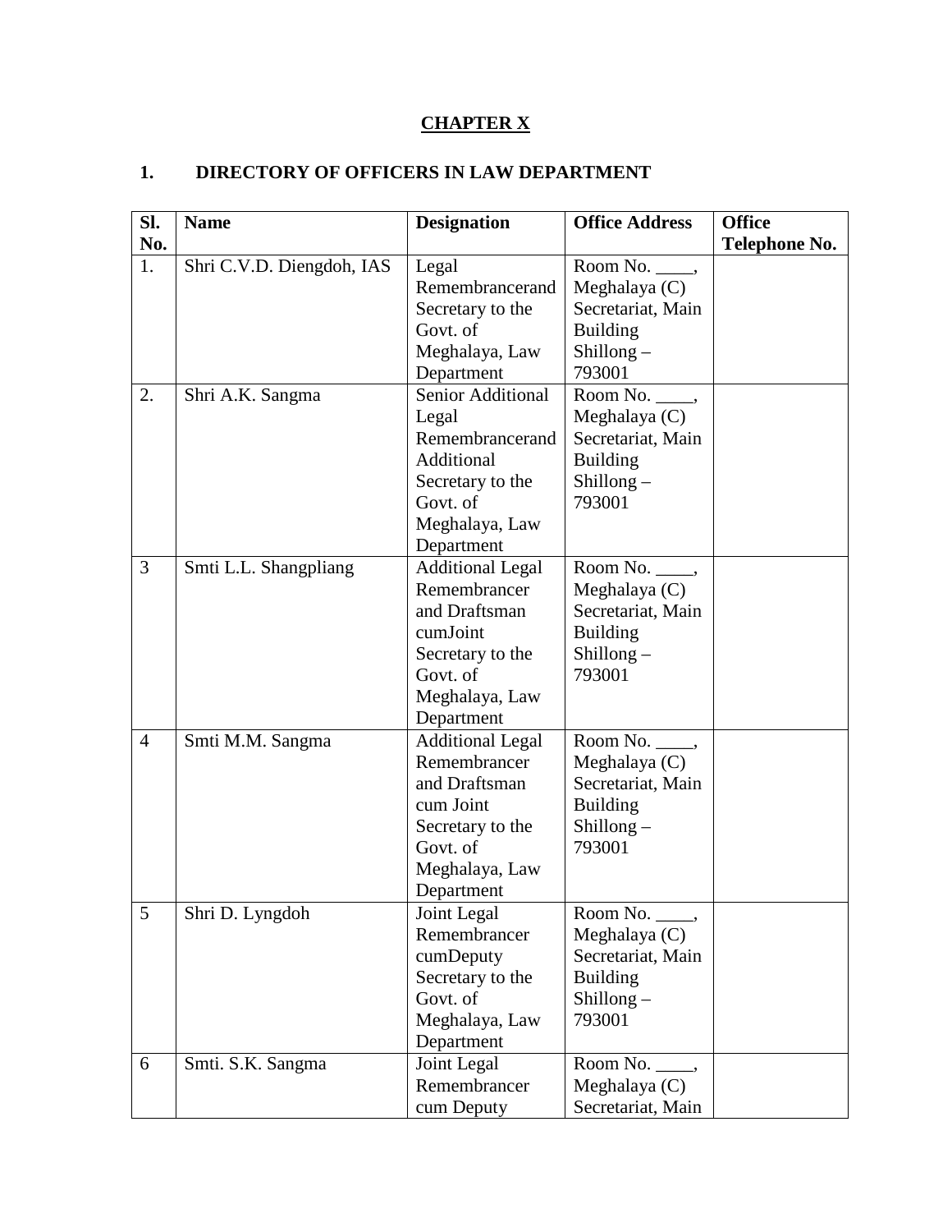# CHAPTER X

## 1. DIRECTORY OF OFFICERS IN LAW DEPARTMENT

| Sl. No. | Name | Designation | Office Address | Office Telephone No. |
|---|---|---|---|---|
| 1. | Shri C.V.D. Diengdoh, IAS | Legal Remembrancerand Secretary to the Govt. of Meghalaya, Law Department | Room No. ____, Meghalaya (C) Secretariat, Main Building Shillong – 793001 | |
| 2. | Shri A.K. Sangma | Senior Additional Legal Remembrancerand Additional Secretary to the Govt. of Meghalaya, Law Department | Room No. ____, Meghalaya (C) Secretariat, Main Building Shillong – 793001 | |
| 3 | Smti L.L. Shangpliang | Additional Legal Remembrancer and Draftsman cumJoint Secretary to the Govt. of Meghalaya, Law Department | Room No. ____, Meghalaya (C) Secretariat, Main Building Shillong – 793001 | |
| 4 | Smti M.M. Sangma | Additional Legal Remembrancer and Draftsman cum Joint Secretary to the Govt. of Meghalaya, Law Department | Room No. ____, Meghalaya (C) Secretariat, Main Building Shillong – 793001 | |
| 5 | Shri D. Lyngdoh | Joint Legal Remembrancer cumDeputy Secretary to the Govt. of Meghalaya, Law Department | Room No. ____, Meghalaya (C) Secretariat, Main Building Shillong – 793001 | |
| 6 | Smti. S.K. Sangma | Joint Legal Remembrancer cum Deputy | Room No. ____, Meghalaya (C) Secretariat, Main | |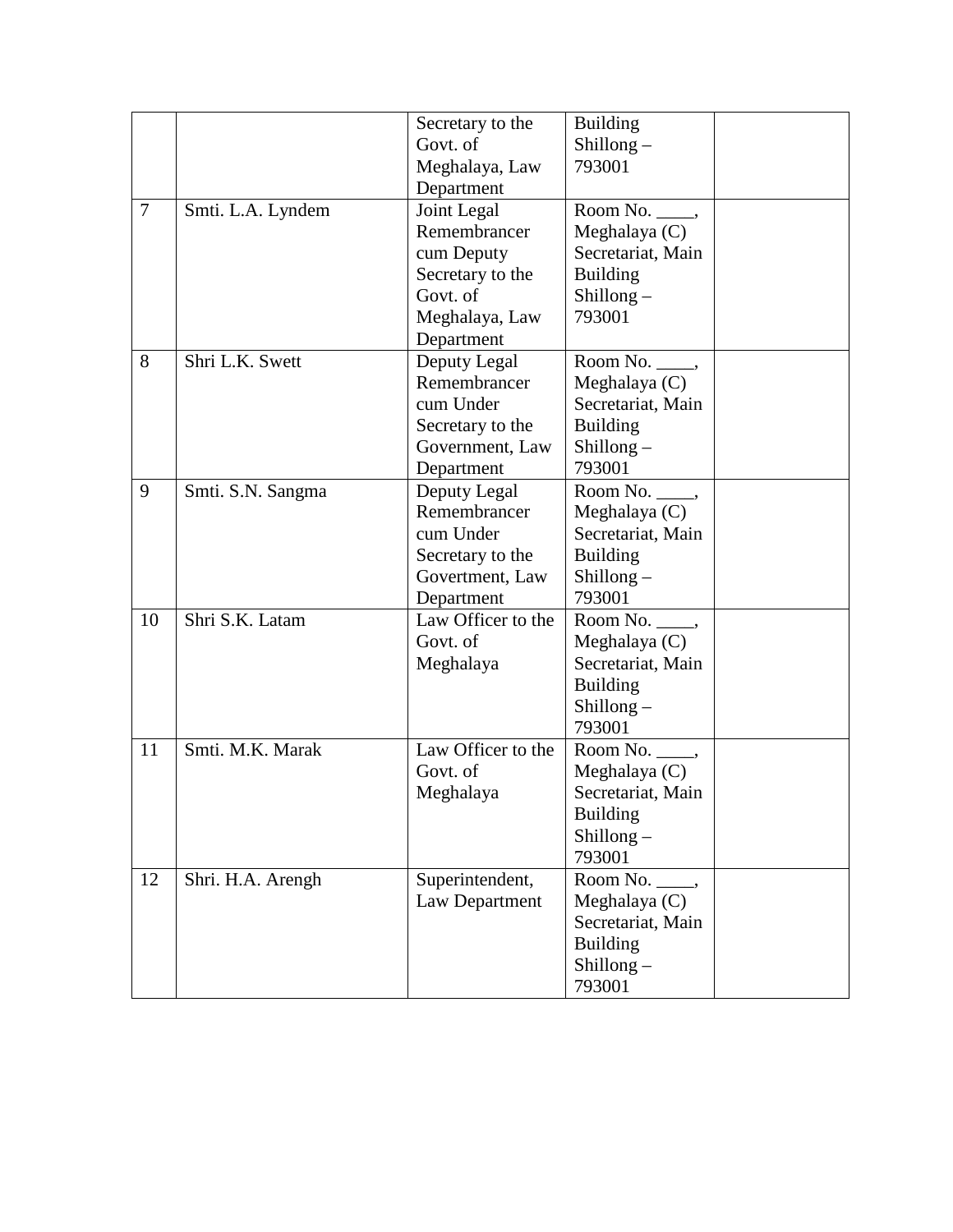| | | | | |
|---|---|---|---|---|
| | | Secretary to the Govt. of Meghalaya, Law Department | Building Shillong – 793001 | |
| 7 | Smti. L.A. Lyndem | Joint Legal Remembrancer cum Deputy Secretary to the Govt. of Meghalaya, Law Department | Room No. ____, Meghalaya (C) Secretariat, Main Building Shillong – 793001 | |
| 8 | Shri L.K. Swett | Deputy Legal Remembrancer cum Under Secretary to the Government, Law Department | Room No. ____, Meghalaya (C) Secretariat, Main Building Shillong – 793001 | |
| 9 | Smti. S.N. Sangma | Deputy Legal Remembrancer cum Under Secretary to the Govertment, Law Department | Room No. ____, Meghalaya (C) Secretariat, Main Building Shillong – 793001 | |
| 10 | Shri S.K. Latam | Law Officer to the Govt. of Meghalaya | Room No. ____, Meghalaya (C) Secretariat, Main Building Shillong – 793001 | |
| 11 | Smti. M.K. Marak | Law Officer to the Govt. of Meghalaya | Room No. ____, Meghalaya (C) Secretariat, Main Building Shillong – 793001 | |
| 12 | Shri. H.A. Arengh | Superintendent, Law Department | Room No. ____, Meghalaya (C) Secretariat, Main Building Shillong – 793001 | |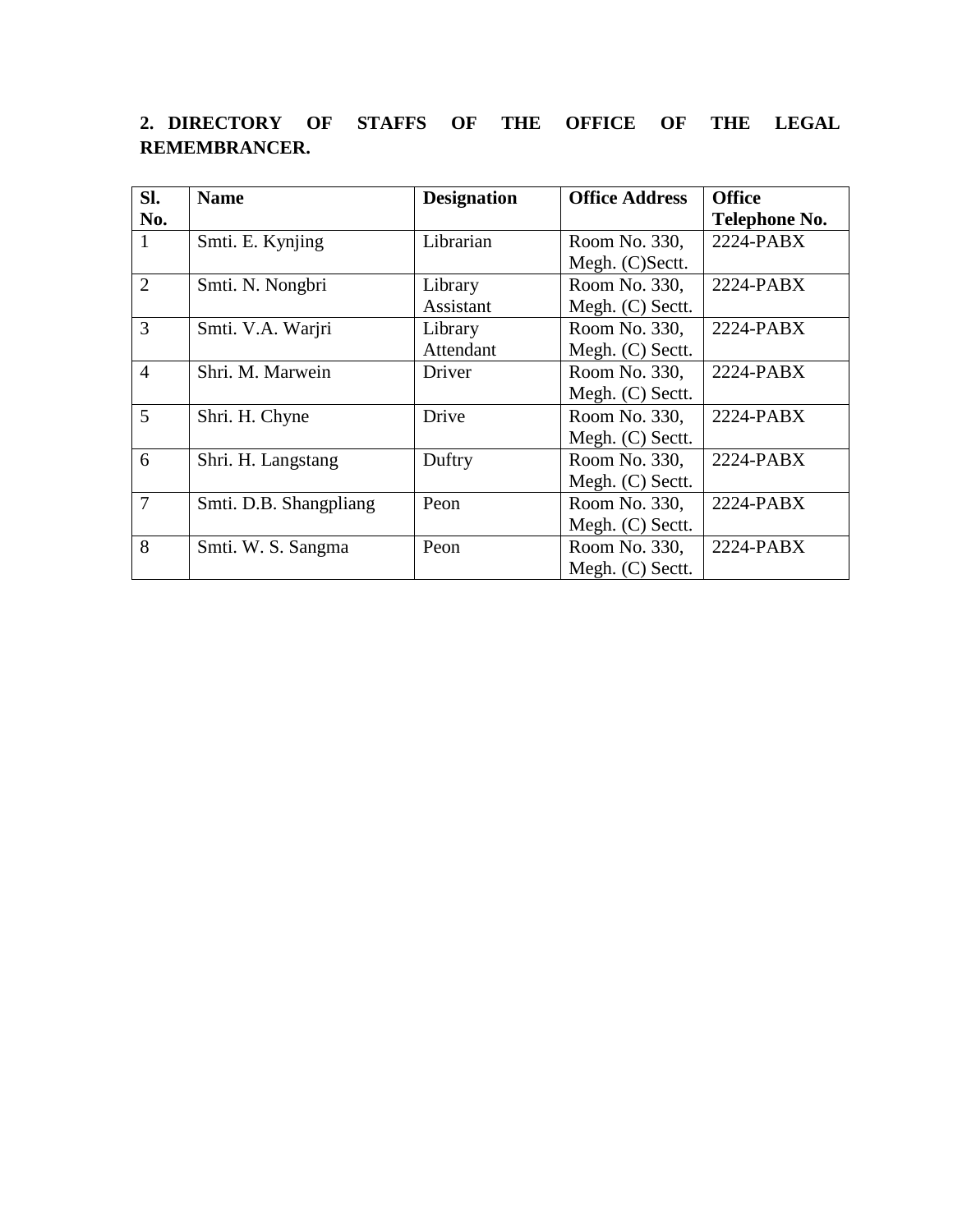**2. DIRECTORY OF STAFFS OF THE OFFICE OF THE LEGAL REMEMBRANCER.**

| Sl. No. | Name | Designation | Office Address | Office Telephone No. |
|---|---|---|---|---|
| 1 | Smti. E. Kynjing | Librarian | Room No. 330, Megh. (C)Sectt. | 2224-PABX |
| 2 | Smti. N. Nongbri | Library Assistant | Room No. 330, Megh. (C) Sectt. | 2224-PABX |
| 3 | Smti. V.A. Warjri | Library Attendant | Room No. 330, Megh. (C) Sectt. | 2224-PABX |
| 4 | Shri. M. Marwein | Driver | Room No. 330, Megh. (C) Sectt. | 2224-PABX |
| 5 | Shri. H. Chyne | Drive | Room No. 330, Megh. (C) Sectt. | 2224-PABX |
| 6 | Shri. H. Langstang | Duftry | Room No. 330, Megh. (C) Sectt. | 2224-PABX |
| 7 | Smti. D.B. Shangpliang | Peon | Room No. 330, Megh. (C) Sectt. | 2224-PABX |
| 8 | Smti. W. S. Sangma | Peon | Room No. 330, Megh. (C) Sectt. | 2224-PABX |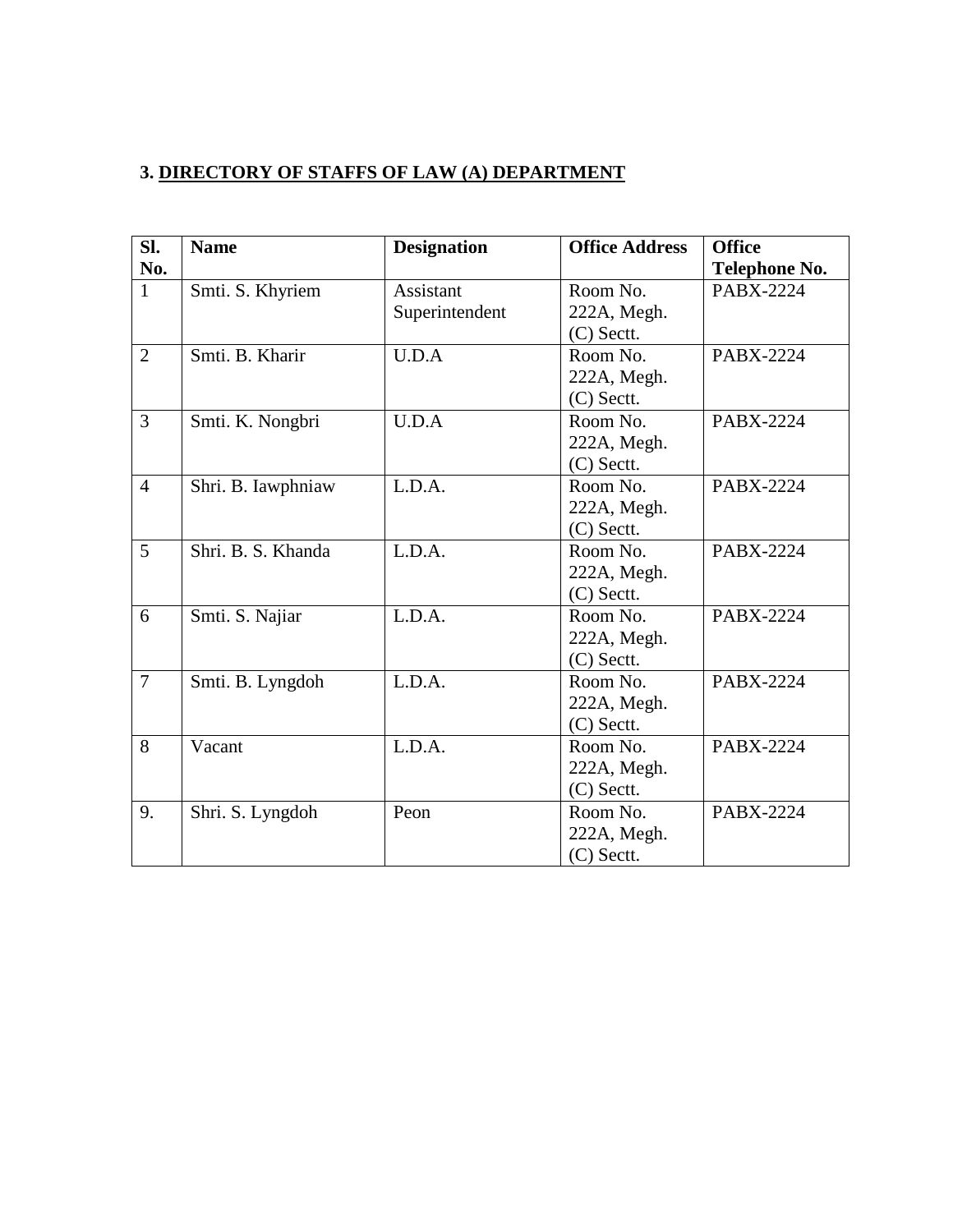### 3. DIRECTORY OF STAFFS OF LAW (A) DEPARTMENT

| Sl. No. | Name | Designation | Office Address | Office Telephone No. |
|---|---|---|---|---|
| 1 | Smti. S. Khyriem | Assistant Superintendent | Room No. 222A, Megh. (C) Sectt. | PABX-2224 |
| 2 | Smti. B. Kharir | U.D.A | Room No. 222A, Megh. (C) Sectt. | PABX-2224 |
| 3 | Smti. K. Nongbri | U.D.A | Room No. 222A, Megh. (C) Sectt. | PABX-2224 |
| 4 | Shri. B. Iawphniaw | L.D.A. | Room No. 222A, Megh. (C) Sectt. | PABX-2224 |
| 5 | Shri. B. S. Khanda | L.D.A. | Room No. 222A, Megh. (C) Sectt. | PABX-2224 |
| 6 | Smti. S. Najiar | L.D.A. | Room No. 222A, Megh. (C) Sectt. | PABX-2224 |
| 7 | Smti. B. Lyngdoh | L.D.A. | Room No. 222A, Megh. (C) Sectt. | PABX-2224 |
| 8 | Vacant | L.D.A. | Room No. 222A, Megh. (C) Sectt. | PABX-2224 |
| 9. | Shri. S. Lyngdoh | Peon | Room No. 222A, Megh. (C) Sectt. | PABX-2224 |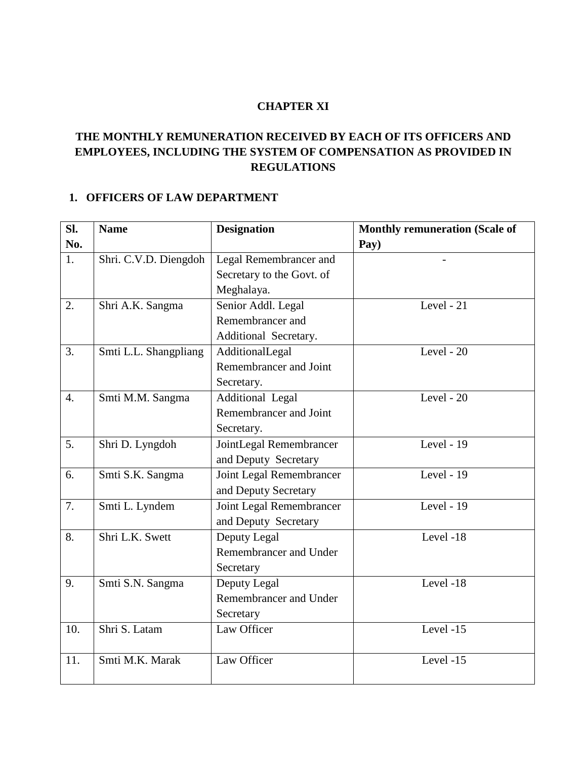# CHAPTER XI

## THE MONTHLY REMUNERATION RECEIVED BY EACH OF ITS OFFICERS AND EMPLOYEES, INCLUDING THE SYSTEM OF COMPENSATION AS PROVIDED IN REGULATIONS

### 1. OFFICERS OF LAW DEPARTMENT

| Sl. No. | Name | Designation | Monthly remuneration (Scale of Pay) |
|---|---|---|---|
| 1. | Shri. C.V.D. Diengdoh | Legal Remembrancer and Secretary to the Govt. of Meghalaya. | - |
| 2. | Shri A.K. Sangma | Senior Addl. Legal Remembrancer and Additional Secretary. | Level - 21 |
| 3. | Smti L.L. Shangpliang | AdditionalLegal Remembrancer and Joint Secretary. | Level - 20 |
| 4. | Smti M.M. Sangma | Additional Legal Remembrancer and Joint Secretary. | Level - 20 |
| 5. | Shri D. Lyngdoh | JointLegal Remembrancer and Deputy Secretary | Level - 19 |
| 6. | Smti S.K. Sangma | Joint Legal Remembrancer and Deputy Secretary | Level - 19 |
| 7. | Smti L. Lyndem | Joint Legal Remembrancer and Deputy Secretary | Level - 19 |
| 8. | Shri L.K. Swett | Deputy Legal Remembrancer and Under Secretary | Level -18 |
| 9. | Smti S.N. Sangma | Deputy Legal Remembrancer and Under Secretary | Level -18 |
| 10. | Shri S. Latam | Law Officer | Level -15 |
| 11. | Smti M.K. Marak | Law Officer | Level -15 |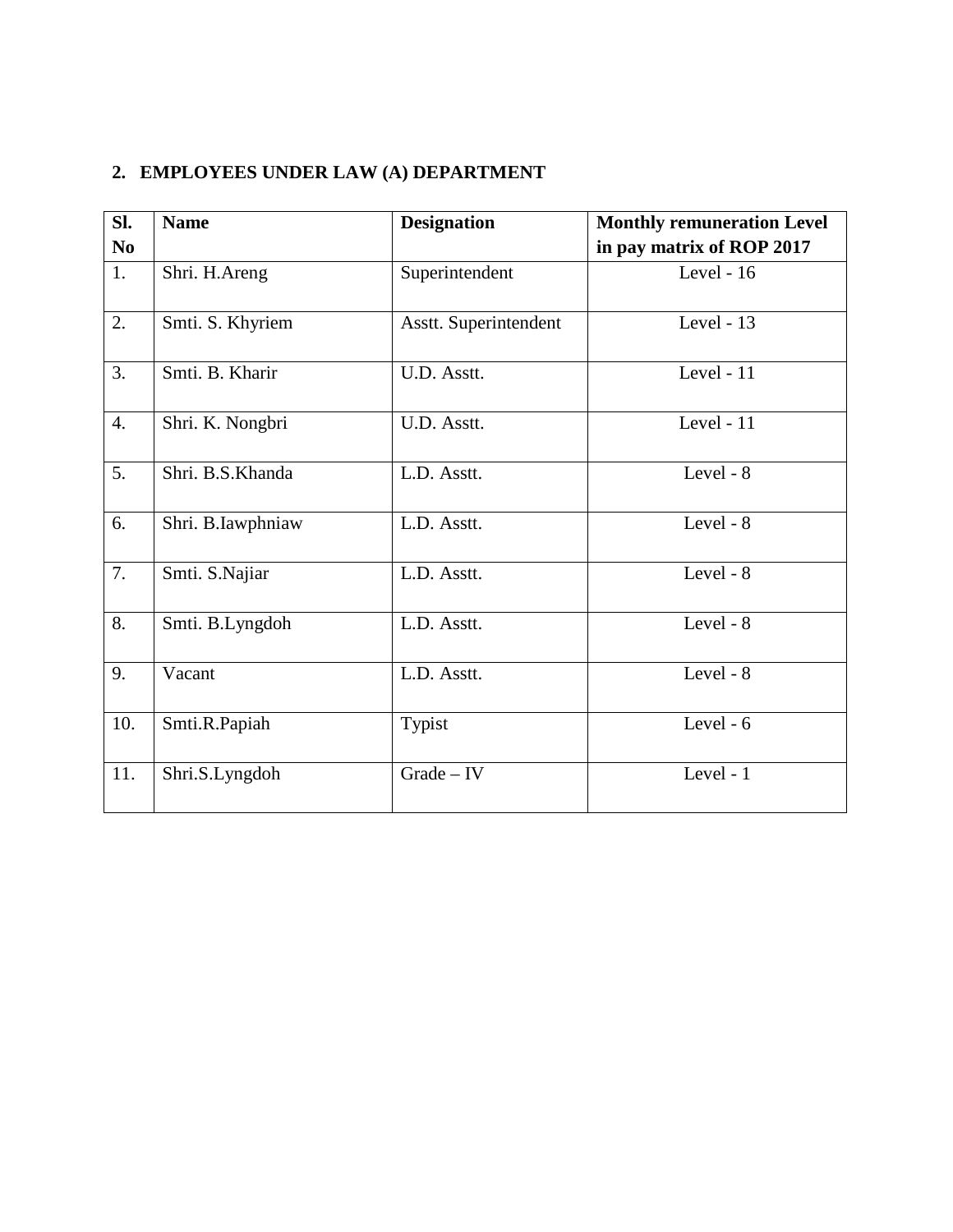## 2. EMPLOYEES UNDER LAW (A) DEPARTMENT

| Sl. No | Name | Designation | Monthly remuneration Level in pay matrix of ROP 2017 |
|---|---|---|---|
| 1. | Shri. H.Areng | Superintendent | Level - 16 |
| 2. | Smti. S. Khyriem | Asstt. Superintendent | Level - 13 |
| 3. | Smti. B. Kharir | U.D. Asstt. | Level - 11 |
| 4. | Shri. K. Nongbri | U.D. Asstt. | Level - 11 |
| 5. | Shri. B.S.Khanda | L.D. Asstt. | Level - 8 |
| 6. | Shri. B.Iawphniaw | L.D. Asstt. | Level - 8 |
| 7. | Smti. S.Najiar | L.D. Asstt. | Level - 8 |
| 8. | Smti. B.Lyngdoh | L.D. Asstt. | Level - 8 |
| 9. | Vacant | L.D. Asstt. | Level - 8 |
| 10. | Smti.R.Papiah | Typist | Level - 6 |
| 11. | Shri.S.Lyngdoh | Grade – IV | Level - 1 |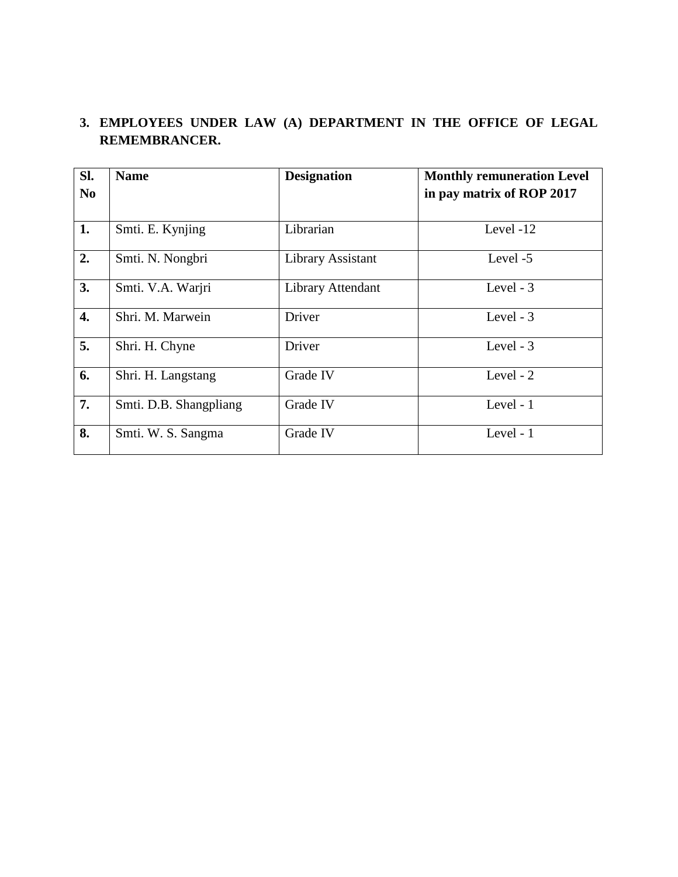**3. EMPLOYEES UNDER LAW (A) DEPARTMENT IN THE OFFICE OF LEGAL REMEMBRANCER.**

| Sl. No | Name | Designation | Monthly remuneration Level in pay matrix of ROP 2017 |
|---|---|---|---|
| 1. | Smti. E. Kynjing | Librarian | Level -12 |
| 2. | Smti. N. Nongbri | Library Assistant | Level -5 |
| 3. | Smti. V.A. Warjri | Library Attendant | Level - 3 |
| 4. | Shri. M. Marwein | Driver | Level - 3 |
| 5. | Shri. H. Chyne | Driver | Level - 3 |
| 6. | Shri. H. Langstang | Grade IV | Level - 2 |
| 7. | Smti. D.B. Shangpliang | Grade IV | Level - 1 |
| 8. | Smti. W. S. Sangma | Grade IV | Level - 1 |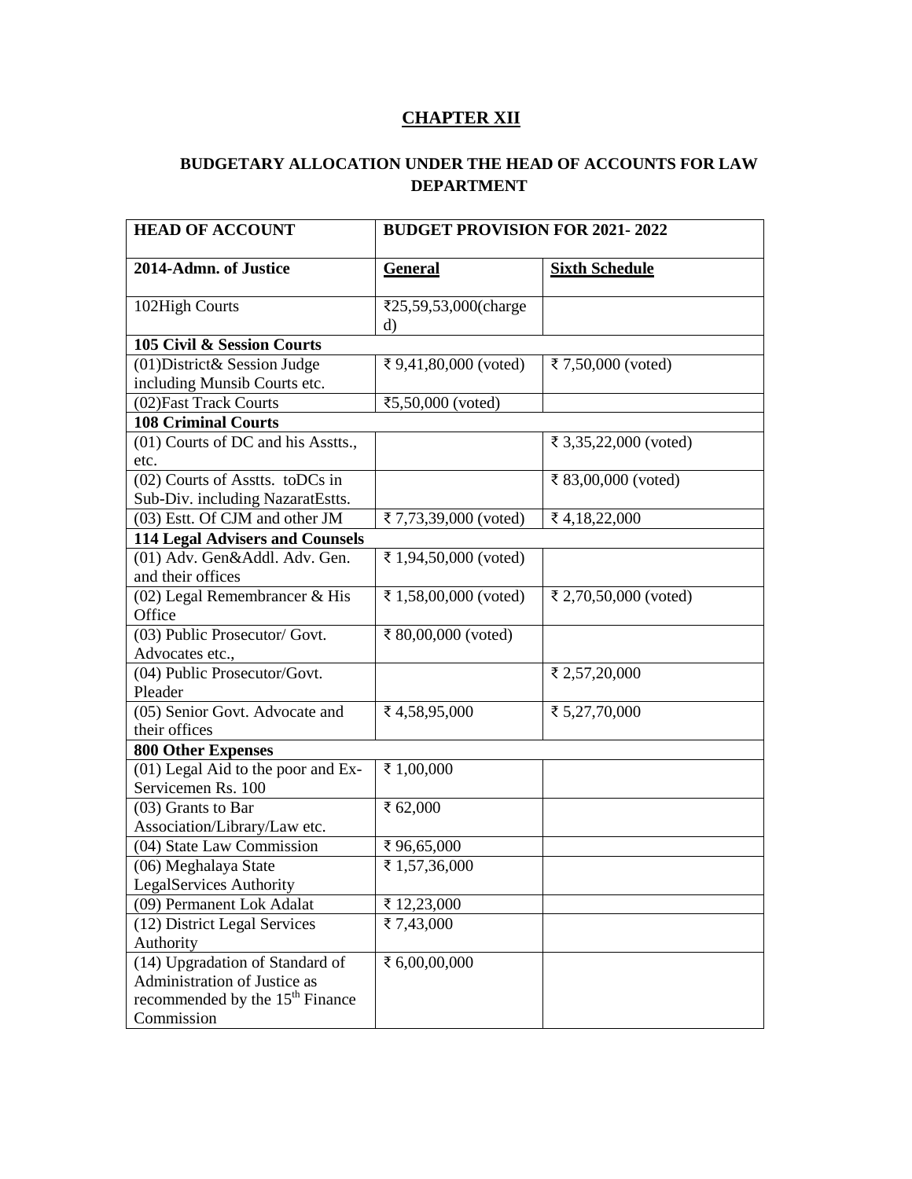# CHAPTER XII

## BUDGETARY ALLOCATION UNDER THE HEAD OF ACCOUNTS FOR LAW DEPARTMENT

| HEAD OF ACCOUNT | BUDGET PROVISION FOR 2021- 2022 | |
|---|---|---|
| **2014-Admn. of Justice** | **General** | **Sixth Schedule** |
| 102High Courts | ₹25,59,53,000(charged) | |
| **105 Civil & Session Courts** | | |
| (01)District& Session Judge including Munsib Courts etc. | ₹ 9,41,80,000 (voted) | ₹ 7,50,000 (voted) |
| (02)Fast Track Courts | ₹5,50,000 (voted) | |
| **108 Criminal Courts** | | |
| (01) Courts of DC and his Asstts., etc. | | ₹ 3,35,22,000 (voted) |
| (02) Courts of Asstts. toDCs in Sub-Div. including NazaratEstts. | | ₹ 83,00,000 (voted) |
| (03) Estt. Of CJM and other JM | ₹ 7,73,39,000 (voted) | ₹ 4,18,22,000 |
| **114 Legal Advisers and Counsels** | | |
| (01) Adv. Gen&Addl. Adv. Gen. and their offices | ₹ 1,94,50,000 (voted) | |
| (02) Legal Remembrancer & His Office | ₹ 1,58,00,000 (voted) | ₹ 2,70,50,000 (voted) |
| (03) Public Prosecutor/ Govt. Advocates etc., | ₹ 80,00,000 (voted) | |
| (04) Public Prosecutor/Govt. Pleader | | ₹ 2,57,20,000 |
| (05) Senior Govt. Advocate and their offices | ₹ 4,58,95,000 | ₹ 5,27,70,000 |
| **800 Other Expenses** | | |
| (01) Legal Aid to the poor and Ex-Servicemen Rs. 100 | ₹ 1,00,000 | |
| (03) Grants to Bar Association/Library/Law etc. | ₹ 62,000 | |
| (04) State Law Commission | ₹ 96,65,000 | |
| (06) Meghalaya State LegalServices Authority | ₹ 1,57,36,000 | |
| (09) Permanent Lok Adalat | ₹ 12,23,000 | |
| (12) District Legal Services Authority | ₹ 7,43,000 | |
| (14) Upgradation of Standard of Administration of Justice as recommended by the 15th Finance Commission | ₹ 6,00,00,000 | |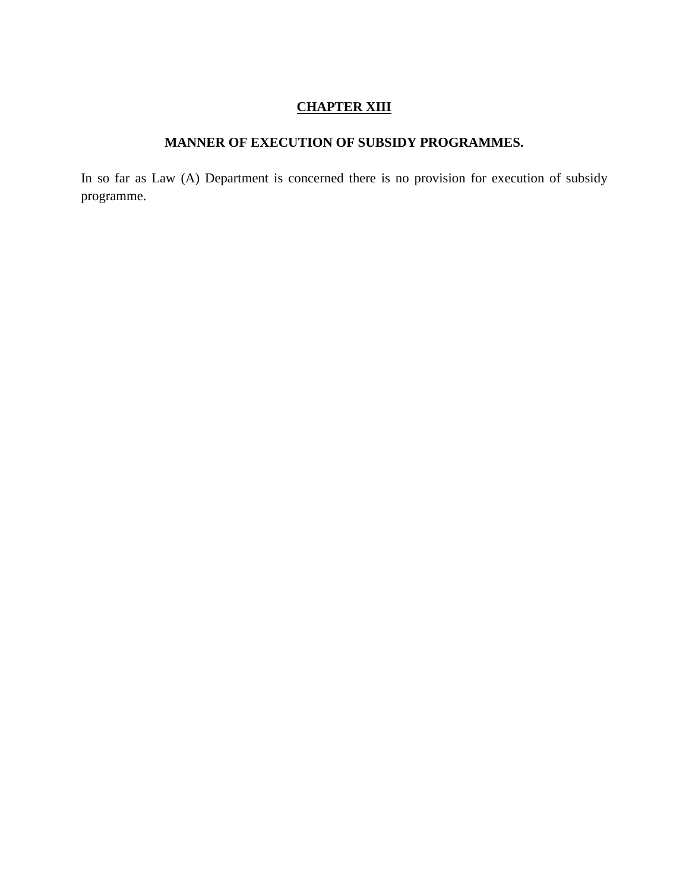## CHAPTER XIII

### MANNER OF EXECUTION OF SUBSIDY PROGRAMMES.

In so far as Law (A) Department is concerned there is no provision for execution of subsidy programme.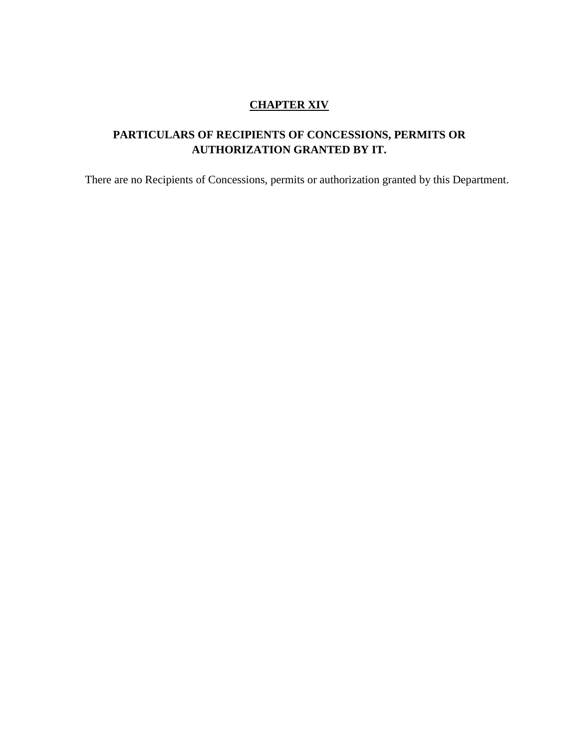# CHAPTER XIV

## PARTICULARS OF RECIPIENTS OF CONCESSIONS, PERMITS OR AUTHORIZATION GRANTED BY IT.

There are no Recipients of Concessions, permits or authorization granted by this Department.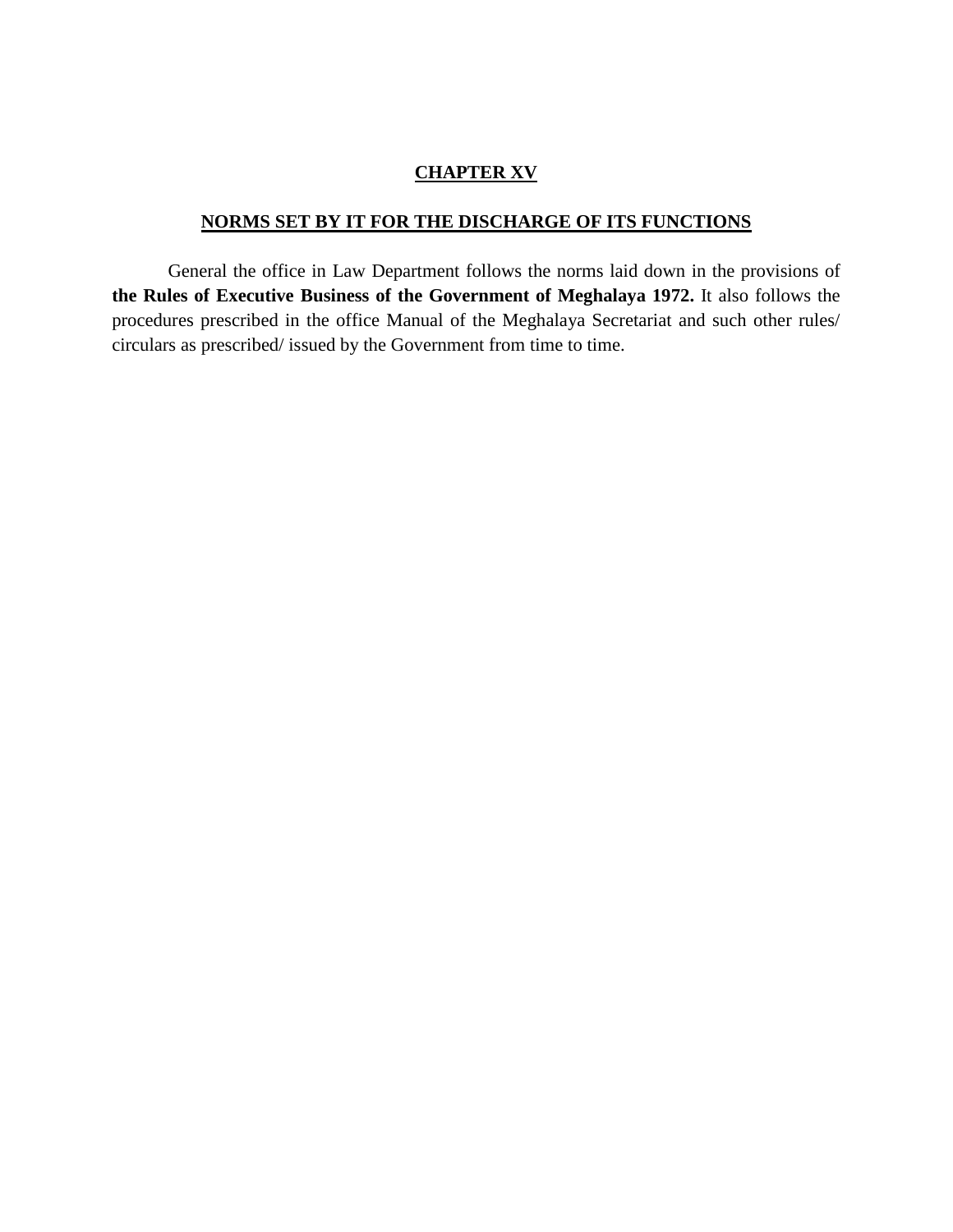# CHAPTER XV

## NORMS SET BY IT FOR THE DISCHARGE OF ITS FUNCTIONS

General the office in Law Department follows the norms laid down in the provisions of **the Rules of Executive Business of the Government of Meghalaya 1972.** It also follows the procedures prescribed in the office Manual of the Meghalaya Secretariat and such other rules/ circulars as prescribed/ issued by the Government from time to time.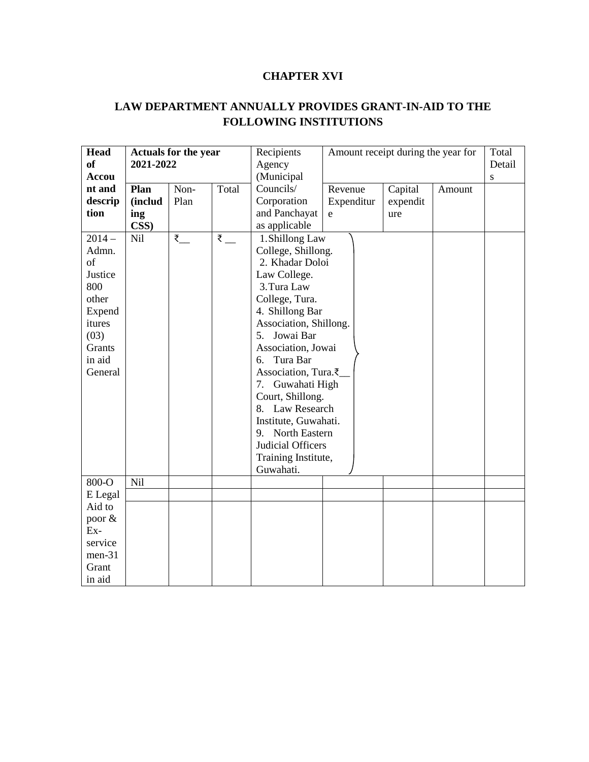# CHAPTER XVI

## LAW DEPARTMENT ANNUALLY PROVIDES GRANT-IN-AID TO THE FOLLOWING INSTITUTIONS

| Head of Account and description | Actuals for the year 2021-2022 | | | Recipients Agency (Municipal Councils/ Corporation and Panchayat as applicable | Amount receipt during the year for | | | Total Details |
|---|---|---|---|---|---|---|---|---|
| | **Plan (including CSS)** | Non-Plan | Total | | Revenue Expenditure | Capital expenditure | Amount | |
| 2014 – Admn. of Justice 800 other Expenditures (03) Grants in aid General | Nil | ₹__ | ₹ __ | 1. Shillong Law College, Shillong.<br>2. Khadar Doloi Law College.<br>3. Tura Law College, Tura.<br>4. Shillong Bar Association, Shillong.<br>5. Jowai Bar Association, Jowai<br>6. Tura Bar Association, Tura.₹__<br>7. Guwahati High Court, Shillong.<br>8. Law Research Institute, Guwahati.<br>9. North Eastern Judicial Officers Training Institute, Guwahati. | | | | |
| 800-OE Legal Aid to poor & Ex-servicemen-31 Grant in aid | Nil | | | | | | | |
| | | | | | | | | |
| | | | | | | | | |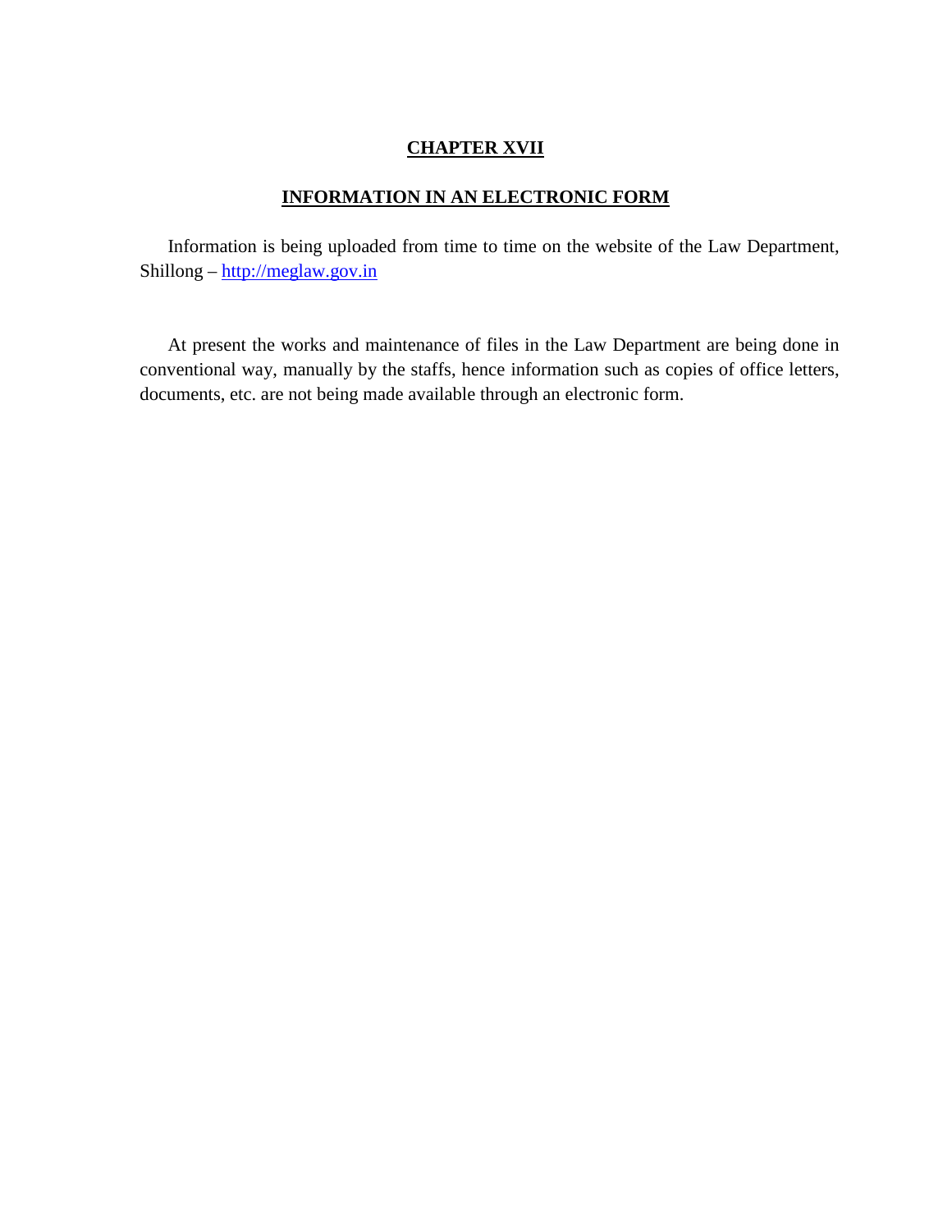## CHAPTER XVII

## INFORMATION IN AN ELECTRONIC FORM

Information is being uploaded from time to time on the website of the Law Department, Shillong – http://meglaw.gov.in

At present the works and maintenance of files in the Law Department are being done in conventional way, manually by the staffs, hence information such as copies of office letters, documents, etc. are not being made available through an electronic form.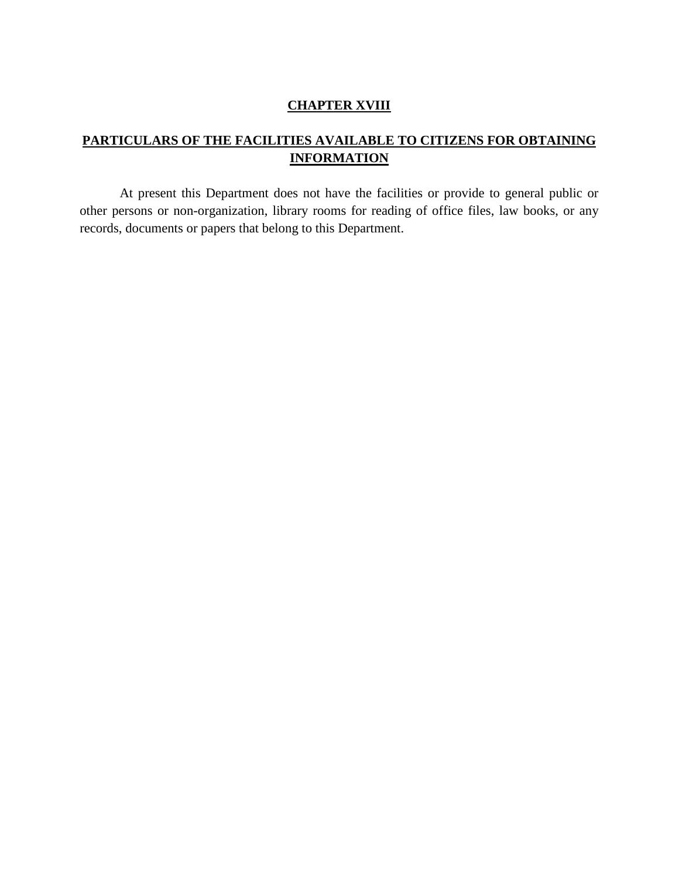# CHAPTER XVIII

## PARTICULARS OF THE FACILITIES AVAILABLE TO CITIZENS FOR OBTAINING INFORMATION

At present this Department does not have the facilities or provide to general public or other persons or non-organization, library rooms for reading of office files, law books, or any records, documents or papers that belong to this Department.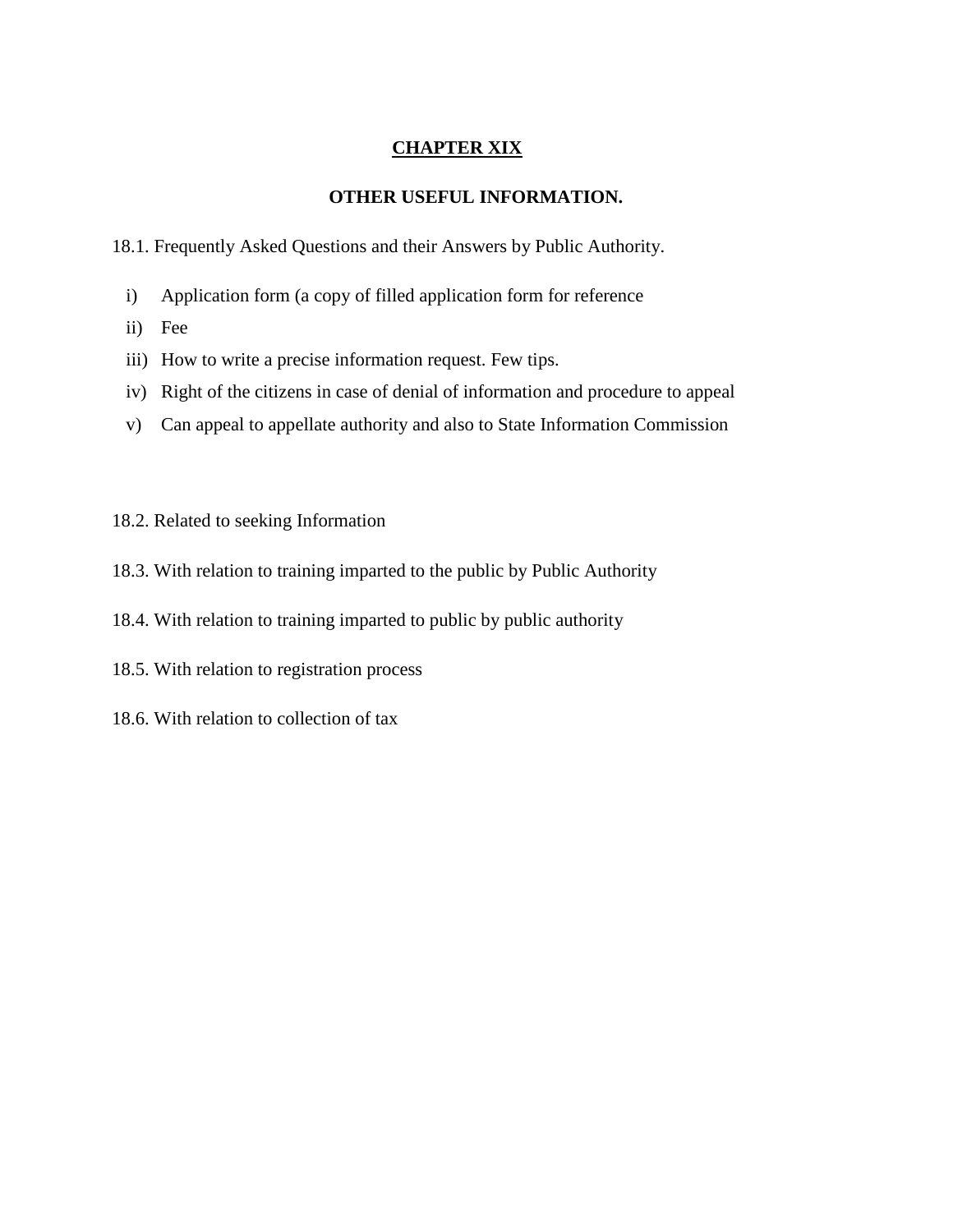# CHAPTER XIX

## OTHER USEFUL INFORMATION.

18.1. Frequently Asked Questions and their Answers by Public Authority.

i) Application form (a copy of filled application form for reference

ii) Fee

iii) How to write a precise information request. Few tips.

iv) Right of the citizens in case of denial of information and procedure to appeal

v) Can appeal to appellate authority and also to State Information Commission

18.2. Related to seeking Information

18.3. With relation to training imparted to the public by Public Authority

18.4. With relation to training imparted to public by public authority

18.5. With relation to registration process

18.6. With relation to collection of tax